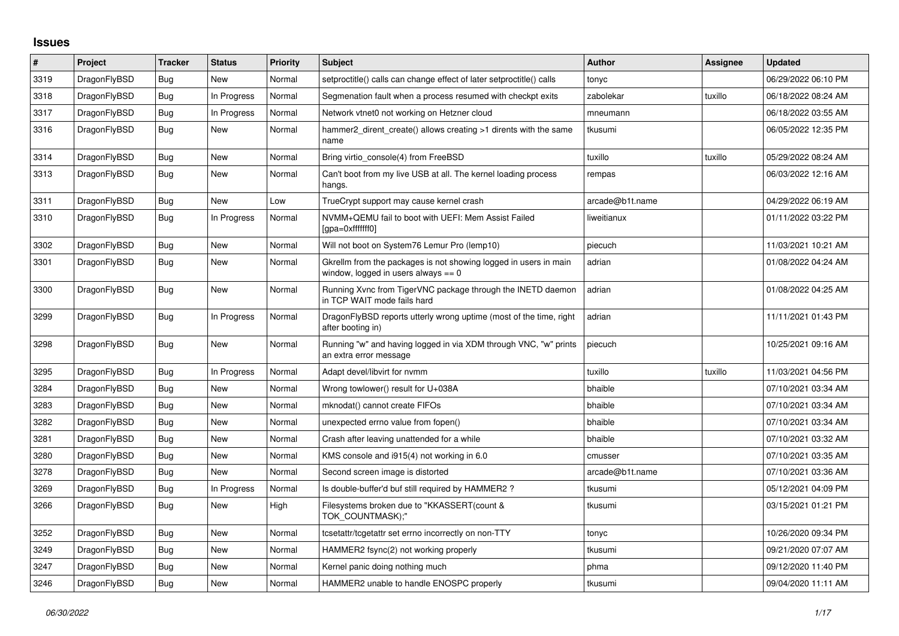# Issues

| # | Project | Tracker | Status | Priority | Subject | Author | Assignee | Updated |
|---|---|---|---|---|---|---|---|---|
| 3319 | DragonFlyBSD | Bug | New | Normal | setproctitle() calls can change effect of later setproctitle() calls | tonyc | | 06/29/2022 06:10 PM |
| 3318 | DragonFlyBSD | Bug | In Progress | Normal | Segmenation fault when a process resumed with checkpt exits | zabolekar | tuxillo | 06/18/2022 08:24 AM |
| 3317 | DragonFlyBSD | Bug | In Progress | Normal | Network vtnet0 not working on Hetzner cloud | mneumann | | 06/18/2022 03:55 AM |
| 3316 | DragonFlyBSD | Bug | New | Normal | hammer2_dirent_create() allows creating >1 dirents with the same name | tkusumi | | 06/05/2022 12:35 PM |
| 3314 | DragonFlyBSD | Bug | New | Normal | Bring virtio_console(4) from FreeBSD | tuxillo | tuxillo | 05/29/2022 08:24 AM |
| 3313 | DragonFlyBSD | Bug | New | Normal | Can't boot from my live USB at all. The kernel loading process hangs. | rempas | | 06/03/2022 12:16 AM |
| 3311 | DragonFlyBSD | Bug | New | Low | TrueCrypt support may cause kernel crash | arcade@b1t.name | | 04/29/2022 06:19 AM |
| 3310 | DragonFlyBSD | Bug | In Progress | Normal | NVMM+QEMU fail to boot with UEFI: Mem Assist Failed [gpa=0xfffffff0] | liweitianux | | 01/11/2022 03:22 PM |
| 3302 | DragonFlyBSD | Bug | New | Normal | Will not boot on System76 Lemur Pro (lemp10) | piecuch | | 11/03/2021 10:21 AM |
| 3301 | DragonFlyBSD | Bug | New | Normal | Gkrellm from the packages is not showing logged in users in main window, logged in users always == 0 | adrian | | 01/08/2022 04:24 AM |
| 3300 | DragonFlyBSD | Bug | New | Normal | Running Xvnc from TigerVNC package through the INETD daemon in TCP WAIT mode fails hard | adrian | | 01/08/2022 04:25 AM |
| 3299 | DragonFlyBSD | Bug | In Progress | Normal | DragonFlyBSD reports utterly wrong uptime (most of the time, right after booting in) | adrian | | 11/11/2021 01:43 PM |
| 3298 | DragonFlyBSD | Bug | New | Normal | Running "w" and having logged in via XDM through VNC, "w" prints an extra error message | piecuch | | 10/25/2021 09:16 AM |
| 3295 | DragonFlyBSD | Bug | In Progress | Normal | Adapt devel/libvirt for nvmm | tuxillo | tuxillo | 11/03/2021 04:56 PM |
| 3284 | DragonFlyBSD | Bug | New | Normal | Wrong towlower() result for U+038A | bhaible | | 07/10/2021 03:34 AM |
| 3283 | DragonFlyBSD | Bug | New | Normal | mknodat() cannot create FIFOs | bhaible | | 07/10/2021 03:34 AM |
| 3282 | DragonFlyBSD | Bug | New | Normal | unexpected errno value from fopen() | bhaible | | 07/10/2021 03:34 AM |
| 3281 | DragonFlyBSD | Bug | New | Normal | Crash after leaving unattended for a while | bhaible | | 07/10/2021 03:32 AM |
| 3280 | DragonFlyBSD | Bug | New | Normal | KMS console and i915(4) not working in 6.0 | cmusser | | 07/10/2021 03:35 AM |
| 3278 | DragonFlyBSD | Bug | New | Normal | Second screen image is distorted | arcade@b1t.name | | 07/10/2021 03:36 AM |
| 3269 | DragonFlyBSD | Bug | In Progress | Normal | Is double-buffer'd buf still required by HAMMER2 ? | tkusumi | | 05/12/2021 04:09 PM |
| 3266 | DragonFlyBSD | Bug | New | High | Filesystems broken due to "KKASSERT(count & TOK_COUNTMASK);" | tkusumi | | 03/15/2021 01:21 PM |
| 3252 | DragonFlyBSD | Bug | New | Normal | tcsetattr/tcgetattr set errno incorrectly on non-TTY | tonyc | | 10/26/2020 09:34 PM |
| 3249 | DragonFlyBSD | Bug | New | Normal | HAMMER2 fsync(2) not working properly | tkusumi | | 09/21/2020 07:07 AM |
| 3247 | DragonFlyBSD | Bug | New | Normal | Kernel panic doing nothing much | phma | | 09/12/2020 11:40 PM |
| 3246 | DragonFlyBSD | Bug | New | Normal | HAMMER2 unable to handle ENOSPC properly | tkusumi | | 09/04/2020 11:11 AM |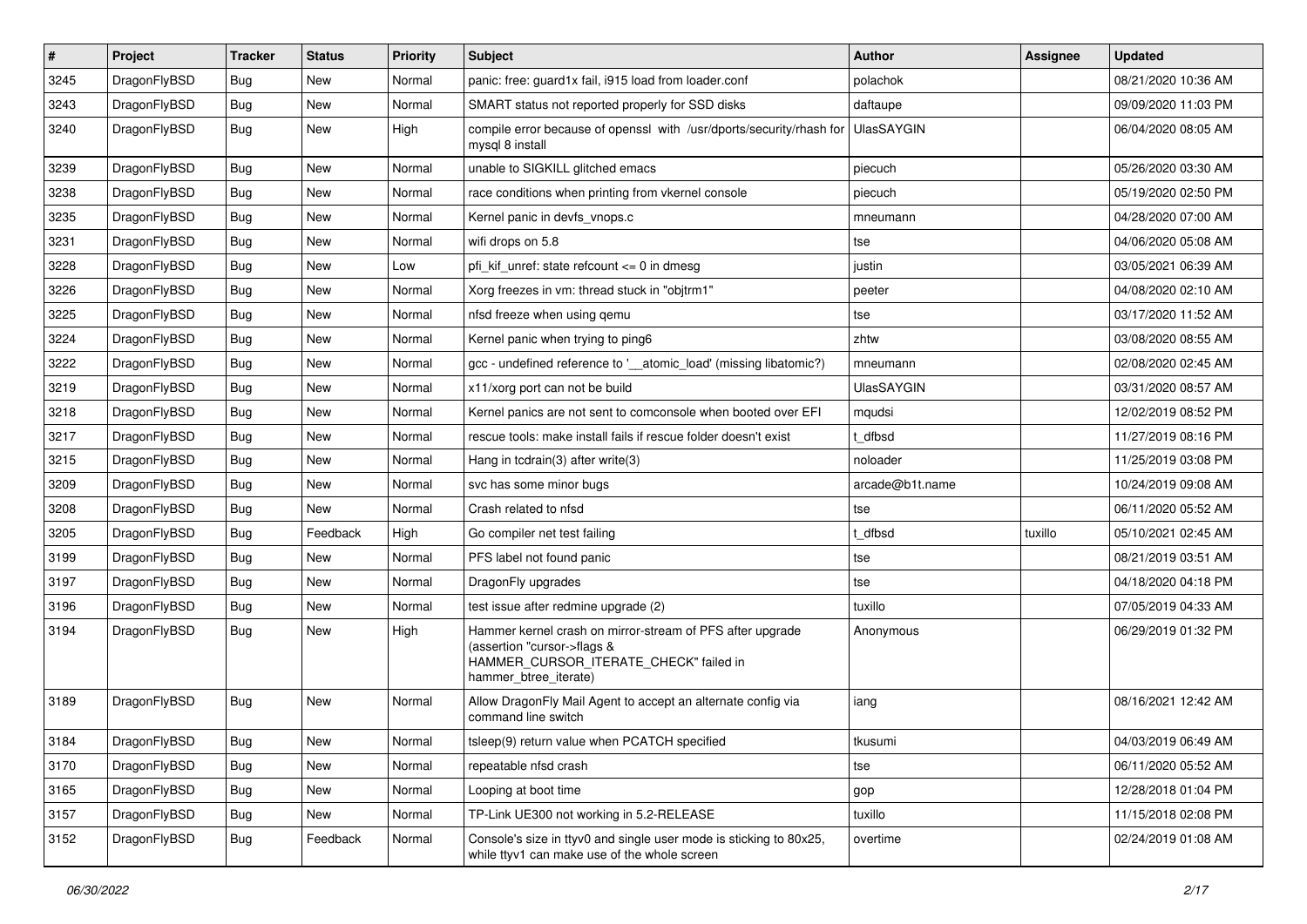| # | Project | Tracker | Status | Priority | Subject | Author | Assignee | Updated |
|---|---|---|---|---|---|---|---|---|
| 3245 | DragonFlyBSD | Bug | New | Normal | panic: free: guard1x fail, i915 load from loader.conf | polachok | | 08/21/2020 10:36 AM |
| 3243 | DragonFlyBSD | Bug | New | Normal | SMART status not reported properly for SSD disks | daftaupe | | 09/09/2020 11:03 PM |
| 3240 | DragonFlyBSD | Bug | New | High | compile error because of openssl with /usr/dports/security/rhash for mysql 8 install | UlasSAYGIN | | 06/04/2020 08:05 AM |
| 3239 | DragonFlyBSD | Bug | New | Normal | unable to SIGKILL glitched emacs | piecuch | | 05/26/2020 03:30 AM |
| 3238 | DragonFlyBSD | Bug | New | Normal | race conditions when printing from vkernel console | piecuch | | 05/19/2020 02:50 PM |
| 3235 | DragonFlyBSD | Bug | New | Normal | Kernel panic in devfs_vnops.c | mneumann | | 04/28/2020 07:00 AM |
| 3231 | DragonFlyBSD | Bug | New | Normal | wifi drops on 5.8 | tse | | 04/06/2020 05:08 AM |
| 3228 | DragonFlyBSD | Bug | New | Low | pfi_kif_unref: state refcount <= 0 in dmesg | justin | | 03/05/2021 06:39 AM |
| 3226 | DragonFlyBSD | Bug | New | Normal | Xorg freezes in vm: thread stuck in "objtrm1" | peeter | | 04/08/2020 02:10 AM |
| 3225 | DragonFlyBSD | Bug | New | Normal | nfsd freeze when using qemu | tse | | 03/17/2020 11:52 AM |
| 3224 | DragonFlyBSD | Bug | New | Normal | Kernel panic when trying to ping6 | zhtw | | 03/08/2020 08:55 AM |
| 3222 | DragonFlyBSD | Bug | New | Normal | gcc - undefined reference to '__atomic_load' (missing libatomic?) | mneumann | | 02/08/2020 02:45 AM |
| 3219 | DragonFlyBSD | Bug | New | Normal | x11/xorg port can not be build | UlasSAYGIN | | 03/31/2020 08:57 AM |
| 3218 | DragonFlyBSD | Bug | New | Normal | Kernel panics are not sent to comconsole when booted over EFI | mqudsi | | 12/02/2019 08:52 PM |
| 3217 | DragonFlyBSD | Bug | New | Normal | rescue tools: make install fails if rescue folder doesn't exist | t_dfbsd | | 11/27/2019 08:16 PM |
| 3215 | DragonFlyBSD | Bug | New | Normal | Hang in tcdrain(3) after write(3) | noloader | | 11/25/2019 03:08 PM |
| 3209 | DragonFlyBSD | Bug | New | Normal | svc has some minor bugs | arcade@b1t.name | | 10/24/2019 09:08 AM |
| 3208 | DragonFlyBSD | Bug | New | Normal | Crash related to nfsd | tse | | 06/11/2020 05:52 AM |
| 3205 | DragonFlyBSD | Bug | Feedback | High | Go compiler net test failing | t_dfbsd | tuxillo | 05/10/2021 02:45 AM |
| 3199 | DragonFlyBSD | Bug | New | Normal | PFS label not found panic | tse | | 08/21/2019 03:51 AM |
| 3197 | DragonFlyBSD | Bug | New | Normal | DragonFly upgrades | tse | | 04/18/2020 04:18 PM |
| 3196 | DragonFlyBSD | Bug | New | Normal | test issue after redmine upgrade (2) | tuxillo | | 07/05/2019 04:33 AM |
| 3194 | DragonFlyBSD | Bug | New | High | Hammer kernel crash on mirror-stream of PFS after upgrade (assertion "cursor->flags & HAMMER_CURSOR_ITERATE_CHECK" failed in hammer_btree_iterate) | Anonymous | | 06/29/2019 01:32 PM |
| 3189 | DragonFlyBSD | Bug | New | Normal | Allow DragonFly Mail Agent to accept an alternate config via command line switch | iang | | 08/16/2021 12:42 AM |
| 3184 | DragonFlyBSD | Bug | New | Normal | tsleep(9) return value when PCATCH specified | tkusumi | | 04/03/2019 06:49 AM |
| 3170 | DragonFlyBSD | Bug | New | Normal | repeatable nfsd crash | tse | | 06/11/2020 05:52 AM |
| 3165 | DragonFlyBSD | Bug | New | Normal | Looping at boot time | gop | | 12/28/2018 01:04 PM |
| 3157 | DragonFlyBSD | Bug | New | Normal | TP-Link UE300 not working in 5.2-RELEASE | tuxillo | | 11/15/2018 02:08 PM |
| 3152 | DragonFlyBSD | Bug | Feedback | Normal | Console's size in ttyv0 and single user mode is sticking to 80x25, while ttyv1 can make use of the whole screen | overtime | | 02/24/2019 01:08 AM |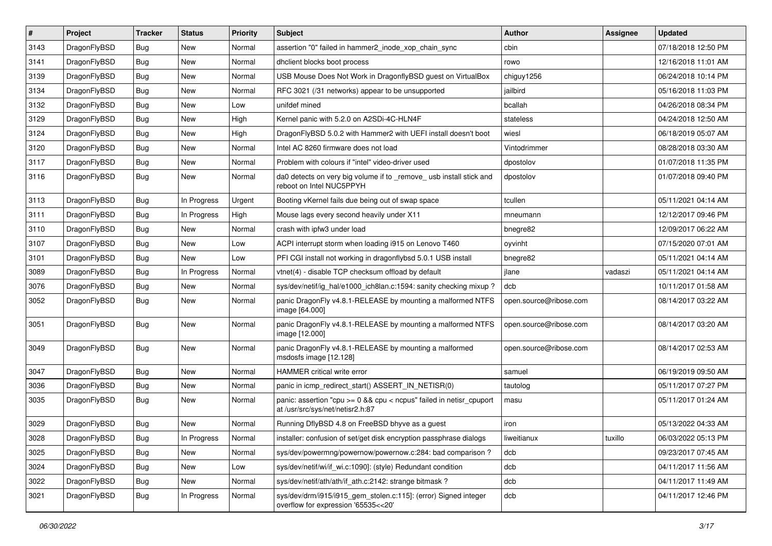| # | Project | Tracker | Status | Priority | Subject | Author | Assignee | Updated |
|---|---|---|---|---|---|---|---|---|
| 3143 | DragonFlyBSD | Bug | New | Normal | assertion "0" failed in hammer2_inode_xop_chain_sync | cbin | | 07/18/2018 12:50 PM |
| 3141 | DragonFlyBSD | Bug | New | Normal | dhclient blocks boot process | rowo | | 12/16/2018 11:01 AM |
| 3139 | DragonFlyBSD | Bug | New | Normal | USB Mouse Does Not Work in DragonflyBSD guest on VirtualBox | chiguy1256 | | 06/24/2018 10:14 PM |
| 3134 | DragonFlyBSD | Bug | New | Normal | RFC 3021 (/31 networks) appear to be unsupported | jailbird | | 05/16/2018 11:03 PM |
| 3132 | DragonFlyBSD | Bug | New | Low | unifdef mined | bcallah | | 04/26/2018 08:34 PM |
| 3129 | DragonFlyBSD | Bug | New | High | Kernel panic with 5.2.0 on A2SDi-4C-HLN4F | stateless | | 04/24/2018 12:50 AM |
| 3124 | DragonFlyBSD | Bug | New | High | DragonFlyBSD 5.0.2 with Hammer2 with UEFI install doesn't boot | wiesl | | 06/18/2019 05:07 AM |
| 3120 | DragonFlyBSD | Bug | New | Normal | Intel AC 8260 firmware does not load | Vintodrimmer | | 08/28/2018 03:30 AM |
| 3117 | DragonFlyBSD | Bug | New | Normal | Problem with colours if "intel" video-driver used | dpostolov | | 01/07/2018 11:35 PM |
| 3116 | DragonFlyBSD | Bug | New | Normal | da0 detects on very big volume if to _remove_ usb install stick and reboot on Intel NUC5PPYH | dpostolov | | 01/07/2018 09:40 PM |
| 3113 | DragonFlyBSD | Bug | In Progress | Urgent | Booting vKernel fails due being out of swap space | tcullen | | 05/11/2021 04:14 AM |
| 3111 | DragonFlyBSD | Bug | In Progress | High | Mouse lags every second heavily under X11 | mneumann | | 12/12/2017 09:46 PM |
| 3110 | DragonFlyBSD | Bug | New | Normal | crash with ipfw3 under load | bnegre82 | | 12/09/2017 06:22 AM |
| 3107 | DragonFlyBSD | Bug | New | Low | ACPI interrupt storm when loading i915 on Lenovo T460 | oyvinht | | 07/15/2020 07:01 AM |
| 3101 | DragonFlyBSD | Bug | New | Low | PFI CGI install not working in dragonflybsd 5.0.1 USB install | bnegre82 | | 05/11/2021 04:14 AM |
| 3089 | DragonFlyBSD | Bug | In Progress | Normal | vtnet(4) - disable TCP checksum offload by default | jlane | vadaszi | 05/11/2021 04:14 AM |
| 3076 | DragonFlyBSD | Bug | New | Normal | sys/dev/netif/ig_hal/e1000_ich8lan.c:1594: sanity checking mixup ? | dcb | | 10/11/2017 01:58 AM |
| 3052 | DragonFlyBSD | Bug | New | Normal | panic DragonFly v4.8.1-RELEASE by mounting a malformed NTFS image [64.000] | open.source@ribose.com | | 08/14/2017 03:22 AM |
| 3051 | DragonFlyBSD | Bug | New | Normal | panic DragonFly v4.8.1-RELEASE by mounting a malformed NTFS image [12.000] | open.source@ribose.com | | 08/14/2017 03:20 AM |
| 3049 | DragonFlyBSD | Bug | New | Normal | panic DragonFly v4.8.1-RELEASE by mounting a malformed msdosfs image [12.128] | open.source@ribose.com | | 08/14/2017 02:53 AM |
| 3047 | DragonFlyBSD | Bug | New | Normal | HAMMER critical write error | samuel | | 06/19/2019 09:50 AM |
| 3036 | DragonFlyBSD | Bug | New | Normal | panic in icmp_redirect_start() ASSERT_IN_NETISR(0) | tautolog | | 05/11/2017 07:27 PM |
| 3035 | DragonFlyBSD | Bug | New | Normal | panic: assertion "cpu >= 0 && cpu < ncpus" failed in netisr_cpuport at /usr/src/sys/net/netisr2.h:87 | masu | | 05/11/2017 01:24 AM |
| 3029 | DragonFlyBSD | Bug | New | Normal | Running DflyBSD 4.8 on FreeBSD bhyve as a guest | iron | | 05/13/2022 04:33 AM |
| 3028 | DragonFlyBSD | Bug | In Progress | Normal | installer: confusion of set/get disk encryption passphrase dialogs | liweitianux | tuxillo | 06/03/2022 05:13 PM |
| 3025 | DragonFlyBSD | Bug | New | Normal | sys/dev/powermng/powernow/powernow.c:284: bad comparison ? | dcb | | 09/23/2017 07:45 AM |
| 3024 | DragonFlyBSD | Bug | New | Low | sys/dev/netif/wi/if_wi.c:1090]: (style) Redundant condition | dcb | | 04/11/2017 11:56 AM |
| 3022 | DragonFlyBSD | Bug | New | Normal | sys/dev/netif/ath/ath/if_ath.c:2142: strange bitmask ? | dcb | | 04/11/2017 11:49 AM |
| 3021 | DragonFlyBSD | Bug | In Progress | Normal | sys/dev/drm/i915/i915_gem_stolen.c:115]: (error) Signed integer overflow for expression '65535<<20' | dcb | | 04/11/2017 12:46 PM |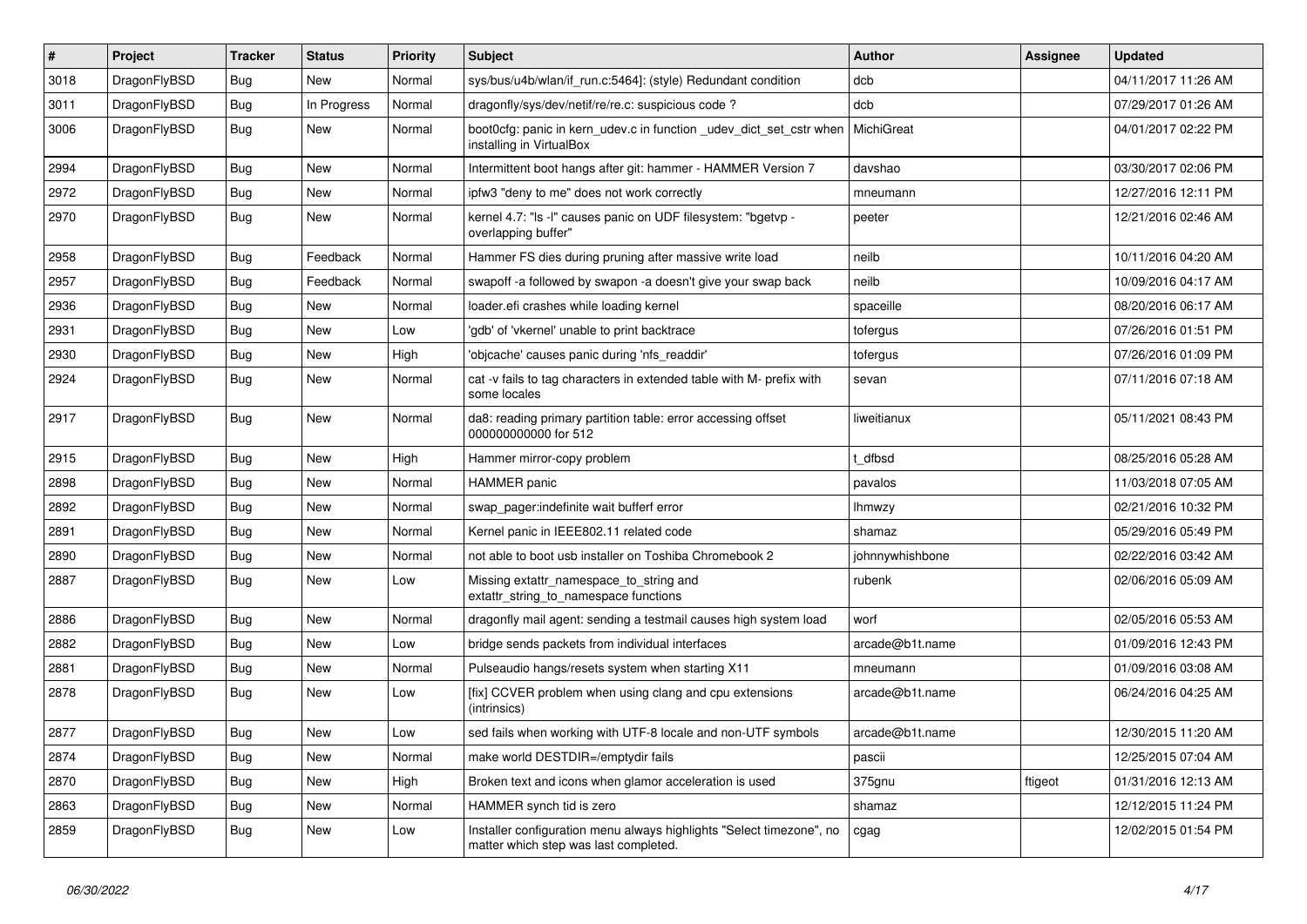| # | Project | Tracker | Status | Priority | Subject | Author | Assignee | Updated |
|---|---|---|---|---|---|---|---|---|
| 3018 | DragonFlyBSD | Bug | New | Normal | sys/bus/u4b/wlan/if_run.c:5464]: (style) Redundant condition | dcb | | 04/11/2017 11:26 AM |
| 3011 | DragonFlyBSD | Bug | In Progress | Normal | dragonfly/sys/dev/netif/re/re.c: suspicious code ? | dcb | | 07/29/2017 01:26 AM |
| 3006 | DragonFlyBSD | Bug | New | Normal | boot0cfg: panic in kern_udev.c in function _udev_dict_set_cstr when installing in VirtualBox | MichiGreat | | 04/01/2017 02:22 PM |
| 2994 | DragonFlyBSD | Bug | New | Normal | Intermittent boot hangs after git: hammer - HAMMER Version 7 | davshao | | 03/30/2017 02:06 PM |
| 2972 | DragonFlyBSD | Bug | New | Normal | ipfw3 "deny to me" does not work correctly | mneumann | | 12/27/2016 12:11 PM |
| 2970 | DragonFlyBSD | Bug | New | Normal | kernel 4.7: "ls -l" causes panic on UDF filesystem: "bgetvp - overlapping buffer" | peeter | | 12/21/2016 02:46 AM |
| 2958 | DragonFlyBSD | Bug | Feedback | Normal | Hammer FS dies during pruning after massive write load | neilb | | 10/11/2016 04:20 AM |
| 2957 | DragonFlyBSD | Bug | Feedback | Normal | swapoff -a followed by swapon -a doesn't give your swap back | neilb | | 10/09/2016 04:17 AM |
| 2936 | DragonFlyBSD | Bug | New | Normal | loader.efi crashes while loading kernel | spaceille | | 08/20/2016 06:17 AM |
| 2931 | DragonFlyBSD | Bug | New | Low | 'gdb' of 'vkernel' unable to print backtrace | tofergus | | 07/26/2016 01:51 PM |
| 2930 | DragonFlyBSD | Bug | New | High | 'objcache' causes panic during 'nfs_readdir' | tofergus | | 07/26/2016 01:09 PM |
| 2924 | DragonFlyBSD | Bug | New | Normal | cat -v fails to tag characters in extended table with M- prefix with some locales | sevan | | 07/11/2016 07:18 AM |
| 2917 | DragonFlyBSD | Bug | New | Normal | da8: reading primary partition table: error accessing offset 000000000000 for 512 | liweitianux | | 05/11/2021 08:43 PM |
| 2915 | DragonFlyBSD | Bug | New | High | Hammer mirror-copy problem | t_dfbsd | | 08/25/2016 05:28 AM |
| 2898 | DragonFlyBSD | Bug | New | Normal | HAMMER panic | pavalos | | 11/03/2018 07:05 AM |
| 2892 | DragonFlyBSD | Bug | New | Normal | swap_pager:indefinite wait bufferf error | lhmwzy | | 02/21/2016 10:32 PM |
| 2891 | DragonFlyBSD | Bug | New | Normal | Kernel panic in IEEE802.11 related code | shamaz | | 05/29/2016 05:49 PM |
| 2890 | DragonFlyBSD | Bug | New | Normal | not able to boot usb installer on Toshiba Chromebook 2 | johnnywhishbone | | 02/22/2016 03:42 AM |
| 2887 | DragonFlyBSD | Bug | New | Low | Missing extattr_namespace_to_string and extattr_string_to_namespace functions | rubenk | | 02/06/2016 05:09 AM |
| 2886 | DragonFlyBSD | Bug | New | Normal | dragonfly mail agent: sending a testmail causes high system load | worf | | 02/05/2016 05:53 AM |
| 2882 | DragonFlyBSD | Bug | New | Low | bridge sends packets from individual interfaces | arcade@b1t.name | | 01/09/2016 12:43 PM |
| 2881 | DragonFlyBSD | Bug | New | Normal | Pulseaudio hangs/resets system when starting X11 | mneumann | | 01/09/2016 03:08 AM |
| 2878 | DragonFlyBSD | Bug | New | Low | [fix] CCVER problem when using clang and cpu extensions (intrinsics) | arcade@b1t.name | | 06/24/2016 04:25 AM |
| 2877 | DragonFlyBSD | Bug | New | Low | sed fails when working with UTF-8 locale and non-UTF symbols | arcade@b1t.name | | 12/30/2015 11:20 AM |
| 2874 | DragonFlyBSD | Bug | New | Normal | make world DESTDIR=/emptydir fails | pascii | | 12/25/2015 07:04 AM |
| 2870 | DragonFlyBSD | Bug | New | High | Broken text and icons when glamor acceleration is used | 375gnu | ftigeot | 01/31/2016 12:13 AM |
| 2863 | DragonFlyBSD | Bug | New | Normal | HAMMER synch tid is zero | shamaz | | 12/12/2015 11:24 PM |
| 2859 | DragonFlyBSD | Bug | New | Low | Installer configuration menu always highlights "Select timezone", no matter which step was last completed. | cgag | | 12/02/2015 01:54 PM |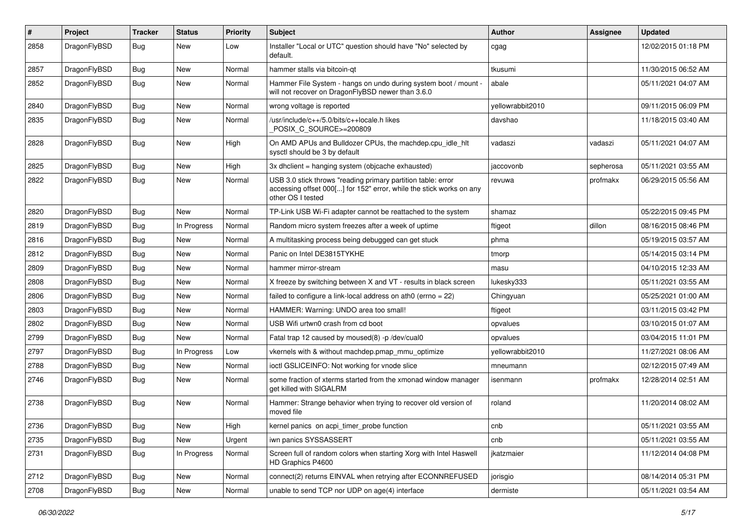| # | Project | Tracker | Status | Priority | Subject | Author | Assignee | Updated |
|---|---|---|---|---|---|---|---|---|
| 2858 | DragonFlyBSD | Bug | New | Low | Installer "Local or UTC" question should have "No" selected by default. | cgag | | 12/02/2015 01:18 PM |
| 2857 | DragonFlyBSD | Bug | New | Normal | hammer stalls via bitcoin-qt | tkusumi | | 11/30/2015 06:52 AM |
| 2852 | DragonFlyBSD | Bug | New | Normal | Hammer File System - hangs on undo during system boot / mount - will not recover on DragonFlyBSD newer than 3.6.0 | abale | | 05/11/2021 04:07 AM |
| 2840 | DragonFlyBSD | Bug | New | Normal | wrong voltage is reported | yellowrabbit2010 | | 09/11/2015 06:09 PM |
| 2835 | DragonFlyBSD | Bug | New | Normal | /usr/include/c++/5.0/bits/c++locale.h likes _POSIX_C_SOURCE>=200809 | davshao | | 11/18/2015 03:40 AM |
| 2828 | DragonFlyBSD | Bug | New | High | On AMD APUs and Bulldozer CPUs, the machdep.cpu_idle_hlt sysctl should be 3 by default | vadaszi | vadaszi | 05/11/2021 04:07 AM |
| 2825 | DragonFlyBSD | Bug | New | High | 3x dhclient = hanging system (objcache exhausted) | jaccovonb | sepherosa | 05/11/2021 03:55 AM |
| 2822 | DragonFlyBSD | Bug | New | Normal | USB 3.0 stick throws "reading primary partition table: error accessing offset 000[...] for 152" error, while the stick works on any other OS I tested | revuwa | profmakx | 06/29/2015 05:56 AM |
| 2820 | DragonFlyBSD | Bug | New | Normal | TP-Link USB Wi-Fi adapter cannot be reattached to the system | shamaz | | 05/22/2015 09:45 PM |
| 2819 | DragonFlyBSD | Bug | In Progress | Normal | Random micro system freezes after a week of uptime | ftigeot | dillon | 08/16/2015 08:46 PM |
| 2816 | DragonFlyBSD | Bug | New | Normal | A multitasking process being debugged can get stuck | phma | | 05/19/2015 03:57 AM |
| 2812 | DragonFlyBSD | Bug | New | Normal | Panic on Intel DE3815TYKHE | tmorp | | 05/14/2015 03:14 PM |
| 2809 | DragonFlyBSD | Bug | New | Normal | hammer mirror-stream | masu | | 04/10/2015 12:33 AM |
| 2808 | DragonFlyBSD | Bug | New | Normal | X freeze by switching between X and VT - results in black screen | lukesky333 | | 05/11/2021 03:55 AM |
| 2806 | DragonFlyBSD | Bug | New | Normal | failed to configure a link-local address on ath0 (errno = 22) | Chingyuan | | 05/25/2021 01:00 AM |
| 2803 | DragonFlyBSD | Bug | New | Normal | HAMMER: Warning: UNDO area too small! | ftigeot | | 03/11/2015 03:42 PM |
| 2802 | DragonFlyBSD | Bug | New | Normal | USB Wifi urtwn0 crash from cd boot | opvalues | | 03/10/2015 01:07 AM |
| 2799 | DragonFlyBSD | Bug | New | Normal | Fatal trap 12 caused by moused(8) -p /dev/cual0 | opvalues | | 03/04/2015 11:01 PM |
| 2797 | DragonFlyBSD | Bug | In Progress | Low | vkernels with & without machdep.pmap_mmu_optimize | yellowrabbit2010 | | 11/27/2021 08:06 AM |
| 2788 | DragonFlyBSD | Bug | New | Normal | ioctl GSLICEINFO: Not working for vnode slice | mneumann | | 02/12/2015 07:49 AM |
| 2746 | DragonFlyBSD | Bug | New | Normal | some fraction of xterms started from the xmonad window manager get killed with SIGALRM | isenmann | profmakx | 12/28/2014 02:51 AM |
| 2738 | DragonFlyBSD | Bug | New | Normal | Hammer: Strange behavior when trying to recover old version of moved file | roland | | 11/20/2014 08:02 AM |
| 2736 | DragonFlyBSD | Bug | New | High | kernel panics on acpi_timer_probe function | cnb | | 05/11/2021 03:55 AM |
| 2735 | DragonFlyBSD | Bug | New | Urgent | iwn panics SYSSASSERT | cnb | | 05/11/2021 03:55 AM |
| 2731 | DragonFlyBSD | Bug | In Progress | Normal | Screen full of random colors when starting Xorg with Intel Haswell HD Graphics P4600 | jkatzmaier | | 11/12/2014 04:08 PM |
| 2712 | DragonFlyBSD | Bug | New | Normal | connect(2) returns EINVAL when retrying after ECONNREFUSED | jorisgio | | 08/14/2014 05:31 PM |
| 2708 | DragonFlyBSD | Bug | New | Normal | unable to send TCP nor UDP on age(4) interface | dermiste | | 05/11/2021 03:54 AM |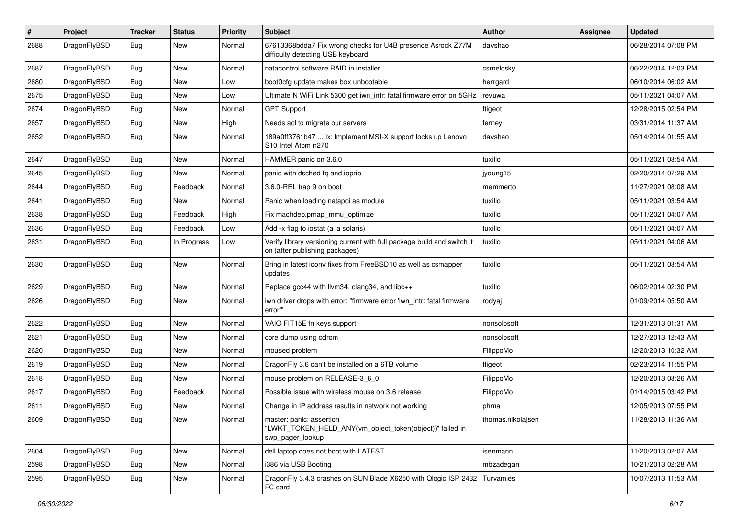| # | Project | Tracker | Status | Priority | Subject | Author | Assignee | Updated |
|---|---|---|---|---|---|---|---|---|
| 2688 | DragonFlyBSD | Bug | New | Normal | 67613368bdda7 Fix wrong checks for U4B presence Asrock Z77M difficulty detecting USB keyboard | davshao | | 06/28/2014 07:08 PM |
| 2687 | DragonFlyBSD | Bug | New | Normal | natacontrol software RAID in installer | csmelosky | | 06/22/2014 12:03 PM |
| 2680 | DragonFlyBSD | Bug | New | Low | boot0cfg update makes box unbootable | herrgard | | 06/10/2014 06:02 AM |
| 2675 | DragonFlyBSD | Bug | New | Low | Ultimate N WiFi Link 5300 get iwn_intr: fatal firmware error on 5GHz | revuwa | | 05/11/2021 04:07 AM |
| 2674 | DragonFlyBSD | Bug | New | Normal | GPT Support | ftigeot | | 12/28/2015 02:54 PM |
| 2657 | DragonFlyBSD | Bug | New | High | Needs acl to migrate our servers | ferney | | 03/31/2014 11:37 AM |
| 2652 | DragonFlyBSD | Bug | New | Normal | 189a0ff3761b47 ... ix: Implement MSI-X support locks up Lenovo S10 Intel Atom n270 | davshao | | 05/14/2014 01:55 AM |
| 2647 | DragonFlyBSD | Bug | New | Normal | HAMMER panic on 3.6.0 | tuxillo | | 05/11/2021 03:54 AM |
| 2645 | DragonFlyBSD | Bug | New | Normal | panic with dsched fq and ioprio | jyoung15 | | 02/20/2014 07:29 AM |
| 2644 | DragonFlyBSD | Bug | Feedback | Normal | 3.6.0-REL trap 9 on boot | memmerto | | 11/27/2021 08:08 AM |
| 2641 | DragonFlyBSD | Bug | New | Normal | Panic when loading natapci as module | tuxillo | | 05/11/2021 03:54 AM |
| 2638 | DragonFlyBSD | Bug | Feedback | High | Fix machdep.pmap_mmu_optimize | tuxillo | | 05/11/2021 04:07 AM |
| 2636 | DragonFlyBSD | Bug | Feedback | Low | Add -x flag to iostat (a la solaris) | tuxillo | | 05/11/2021 04:07 AM |
| 2631 | DragonFlyBSD | Bug | In Progress | Low | Verify library versioning current with full package build and switch it on (after publishing packages) | tuxillo | | 05/11/2021 04:06 AM |
| 2630 | DragonFlyBSD | Bug | New | Normal | Bring in latest iconv fixes from FreeBSD10 as well as csmapper updates | tuxillo | | 05/11/2021 03:54 AM |
| 2629 | DragonFlyBSD | Bug | New | Normal | Replace gcc44 with llvm34, clang34, and libc++ | tuxillo | | 06/02/2014 02:30 PM |
| 2626 | DragonFlyBSD | Bug | New | Normal | iwn driver drops with error: "firmware error 'iwn_intr: fatal firmware error'" | rodyaj | | 01/09/2014 05:50 AM |
| 2622 | DragonFlyBSD | Bug | New | Normal | VAIO FIT15E fn keys support | nonsolosoft | | 12/31/2013 01:31 AM |
| 2621 | DragonFlyBSD | Bug | New | Normal | core dump using cdrom | nonsolosoft | | 12/27/2013 12:43 AM |
| 2620 | DragonFlyBSD | Bug | New | Normal | moused problem | FilippoMo | | 12/20/2013 10:32 AM |
| 2619 | DragonFlyBSD | Bug | New | Normal | DragonFly 3.6 can't be installed on a 6TB volume | ftigeot | | 02/23/2014 11:55 PM |
| 2618 | DragonFlyBSD | Bug | New | Normal | mouse problem on RELEASE-3_6_0 | FilippoMo | | 12/20/2013 03:26 AM |
| 2617 | DragonFlyBSD | Bug | Feedback | Normal | Possible issue with wireless mouse on 3.6 release | FilippoMo | | 01/14/2015 03:42 PM |
| 2611 | DragonFlyBSD | Bug | New | Normal | Change in IP address results in network not working | phma | | 12/05/2013 07:55 PM |
| 2609 | DragonFlyBSD | Bug | New | Normal | master: panic: assertion "LWKT_TOKEN_HELD_ANY(vm_object_token(object))" failed in swp_pager_lookup | thomas.nikolajsen | | 11/28/2013 11:36 AM |
| 2604 | DragonFlyBSD | Bug | New | Normal | dell laptop does not boot with LATEST | isenmann | | 11/20/2013 02:07 AM |
| 2598 | DragonFlyBSD | Bug | New | Normal | i386 via USB Booting | mbzadegan | | 10/21/2013 02:28 AM |
| 2595 | DragonFlyBSD | Bug | New | Normal | DragonFly 3.4.3 crashes on SUN Blade X6250 with Qlogic ISP 2432 FC card | Turvamies | | 10/07/2013 11:53 AM |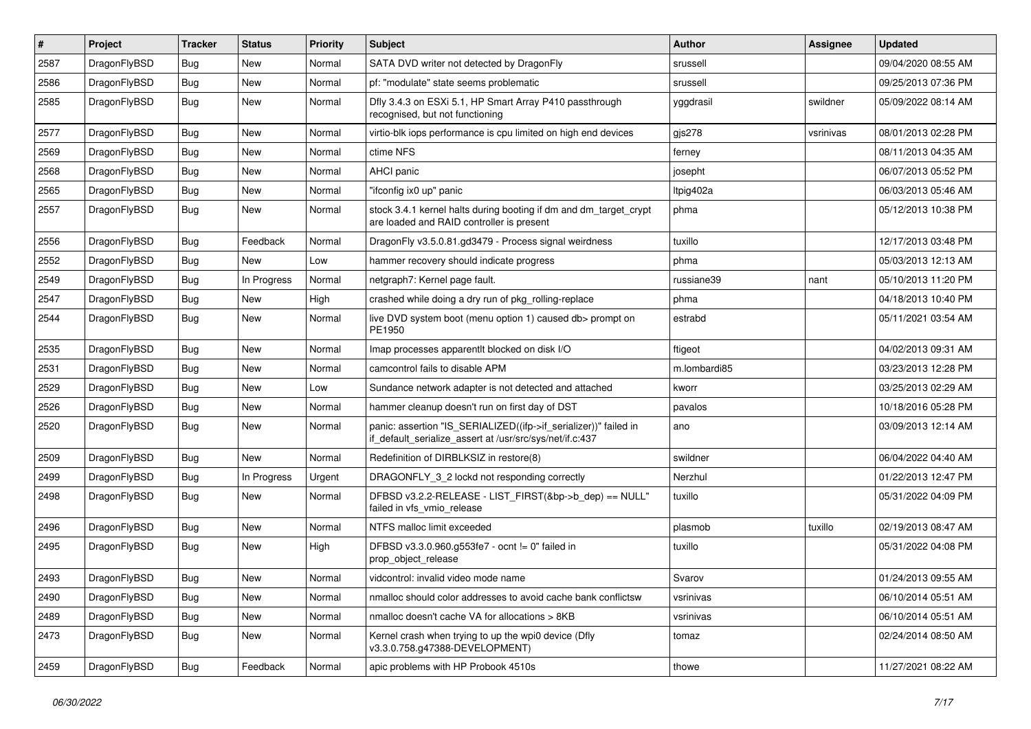| # | Project | Tracker | Status | Priority | Subject | Author | Assignee | Updated |
|---|---|---|---|---|---|---|---|---|
| 2587 | DragonFlyBSD | Bug | New | Normal | SATA DVD writer not detected by DragonFly | srussell | | 09/04/2020 08:55 AM |
| 2586 | DragonFlyBSD | Bug | New | Normal | pf: "modulate" state seems problematic | srussell | | 09/25/2013 07:36 PM |
| 2585 | DragonFlyBSD | Bug | New | Normal | Dfly 3.4.3 on ESXi 5.1, HP Smart Array P410 passthrough recognised, but not functioning | yggdrasil | swildner | 05/09/2022 08:14 AM |
| 2577 | DragonFlyBSD | Bug | New | Normal | virtio-blk iops performance is cpu limited on high end devices | gjs278 | vsrinivas | 08/01/2013 02:28 PM |
| 2569 | DragonFlyBSD | Bug | New | Normal | ctime NFS | ferney | | 08/11/2013 04:35 AM |
| 2568 | DragonFlyBSD | Bug | New | Normal | AHCI panic | josepht | | 06/07/2013 05:52 PM |
| 2565 | DragonFlyBSD | Bug | New | Normal | "ifconfig ix0 up" panic | ltpig402a | | 06/03/2013 05:46 AM |
| 2557 | DragonFlyBSD | Bug | New | Normal | stock 3.4.1 kernel halts during booting if dm and dm_target_crypt are loaded and RAID controller is present | phma | | 05/12/2013 10:38 PM |
| 2556 | DragonFlyBSD | Bug | Feedback | Normal | DragonFly v3.5.0.81.gd3479 - Process signal weirdness | tuxillo | | 12/17/2013 03:48 PM |
| 2552 | DragonFlyBSD | Bug | New | Low | hammer recovery should indicate progress | phma | | 05/03/2013 12:13 AM |
| 2549 | DragonFlyBSD | Bug | In Progress | Normal | netgraph7: Kernel page fault. | russiane39 | nant | 05/10/2013 11:20 PM |
| 2547 | DragonFlyBSD | Bug | New | High | crashed while doing a dry run of pkg_rolling-replace | phma | | 04/18/2013 10:40 PM |
| 2544 | DragonFlyBSD | Bug | New | Normal | live DVD system boot (menu option 1) caused db> prompt on PE1950 | estrabd | | 05/11/2021 03:54 AM |
| 2535 | DragonFlyBSD | Bug | New | Normal | Imap processes apparentlt blocked on disk I/O | ftigeot | | 04/02/2013 09:31 AM |
| 2531 | DragonFlyBSD | Bug | New | Normal | camcontrol fails to disable APM | m.lombardi85 | | 03/23/2013 12:28 PM |
| 2529 | DragonFlyBSD | Bug | New | Low | Sundance network adapter is not detected and attached | kworr | | 03/25/2013 02:29 AM |
| 2526 | DragonFlyBSD | Bug | New | Normal | hammer cleanup doesn't run on first day of DST | pavalos | | 10/18/2016 05:28 PM |
| 2520 | DragonFlyBSD | Bug | New | Normal | panic: assertion "IS_SERIALIZED((ifp->if_serializer))" failed in if_default_serialize_assert at /usr/src/sys/net/if.c:437 | ano | | 03/09/2013 12:14 AM |
| 2509 | DragonFlyBSD | Bug | New | Normal | Redefinition of DIRBLKSIZ in restore(8) | swildner | | 06/04/2022 04:40 AM |
| 2499 | DragonFlyBSD | Bug | In Progress | Urgent | DRAGONFLY_3_2 lockd not responding correctly | Nerzhul | | 01/22/2013 12:47 PM |
| 2498 | DragonFlyBSD | Bug | New | Normal | DFBSD v3.2.2-RELEASE - LIST_FIRST(&bp->b_dep) == NULL" failed in vfs_vmio_release | tuxillo | | 05/31/2022 04:09 PM |
| 2496 | DragonFlyBSD | Bug | New | Normal | NTFS malloc limit exceeded | plasmob | tuxillo | 02/19/2013 08:47 AM |
| 2495 | DragonFlyBSD | Bug | New | High | DFBSD v3.3.0.960.g553fe7 - ocnt != 0" failed in prop_object_release | tuxillo | | 05/31/2022 04:08 PM |
| 2493 | DragonFlyBSD | Bug | New | Normal | vidcontrol: invalid video mode name | Svarov | | 01/24/2013 09:55 AM |
| 2490 | DragonFlyBSD | Bug | New | Normal | nmalloc should color addresses to avoid cache bank conflictsw | vsrinivas | | 06/10/2014 05:51 AM |
| 2489 | DragonFlyBSD | Bug | New | Normal | nmalloc doesn't cache VA for allocations > 8KB | vsrinivas | | 06/10/2014 05:51 AM |
| 2473 | DragonFlyBSD | Bug | New | Normal | Kernel crash when trying to up the wpi0 device (Dfly v3.3.0.758.g47388-DEVELOPMENT) | tomaz | | 02/24/2014 08:50 AM |
| 2459 | DragonFlyBSD | Bug | Feedback | Normal | apic problems with HP Probook 4510s | thowe | | 11/27/2021 08:22 AM |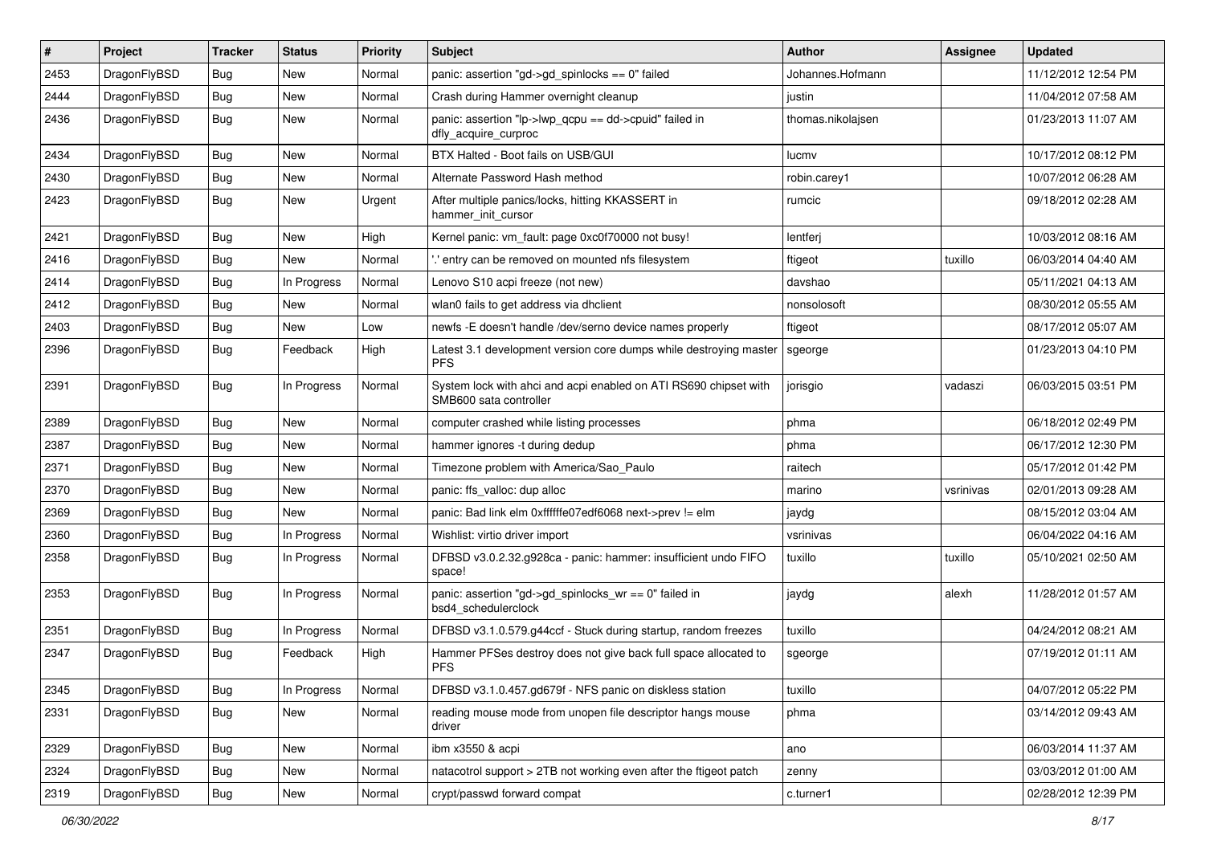| # | Project | Tracker | Status | Priority | Subject | Author | Assignee | Updated |
|---|---|---|---|---|---|---|---|---|
| 2453 | DragonFlyBSD | Bug | New | Normal | panic: assertion "gd->gd_spinlocks == 0" failed | Johannes.Hofmann | | 11/12/2012 12:54 PM |
| 2444 | DragonFlyBSD | Bug | New | Normal | Crash during Hammer overnight cleanup | justin | | 11/04/2012 07:58 AM |
| 2436 | DragonFlyBSD | Bug | New | Normal | panic: assertion "lp->lwp_qcpu == dd->cpuid" failed in dfly_acquire_curproc | thomas.nikolajsen | | 01/23/2013 11:07 AM |
| 2434 | DragonFlyBSD | Bug | New | Normal | BTX Halted - Boot fails on USB/GUI | lucmv | | 10/17/2012 08:12 PM |
| 2430 | DragonFlyBSD | Bug | New | Normal | Alternate Password Hash method | robin.carey1 | | 10/07/2012 06:28 AM |
| 2423 | DragonFlyBSD | Bug | New | Urgent | After multiple panics/locks, hitting KKASSERT in hammer_init_cursor | rumcic | | 09/18/2012 02:28 AM |
| 2421 | DragonFlyBSD | Bug | New | High | Kernel panic: vm_fault: page 0xc0f70000 not busy! | lentferj | | 10/03/2012 08:16 AM |
| 2416 | DragonFlyBSD | Bug | New | Normal | '.' entry can be removed on mounted nfs filesystem | ftigeot | tuxillo | 06/03/2014 04:40 AM |
| 2414 | DragonFlyBSD | Bug | In Progress | Normal | Lenovo S10 acpi freeze (not new) | davshao | | 05/11/2021 04:13 AM |
| 2412 | DragonFlyBSD | Bug | New | Normal | wlan0 fails to get address via dhclient | nonsolosoft | | 08/30/2012 05:55 AM |
| 2403 | DragonFlyBSD | Bug | New | Low | newfs -E doesn't handle /dev/serno device names properly | ftigeot | | 08/17/2012 05:07 AM |
| 2396 | DragonFlyBSD | Bug | Feedback | High | Latest 3.1 development version core dumps while destroying master PFS | sgeorge | | 01/23/2013 04:10 PM |
| 2391 | DragonFlyBSD | Bug | In Progress | Normal | System lock with ahci and acpi enabled on ATI RS690 chipset with SMB600 sata controller | jorisgio | vadaszi | 06/03/2015 03:51 PM |
| 2389 | DragonFlyBSD | Bug | New | Normal | computer crashed while listing processes | phma | | 06/18/2012 02:49 PM |
| 2387 | DragonFlyBSD | Bug | New | Normal | hammer ignores -t during dedup | phma | | 06/17/2012 12:30 PM |
| 2371 | DragonFlyBSD | Bug | New | Normal | Timezone problem with America/Sao_Paulo | raitech | | 05/17/2012 01:42 PM |
| 2370 | DragonFlyBSD | Bug | New | Normal | panic: ffs_valloc: dup alloc | marino | vsrinivas | 02/01/2013 09:28 AM |
| 2369 | DragonFlyBSD | Bug | New | Normal | panic: Bad link elm 0xffffffe07edf6068 next->prev != elm | jaydg | | 08/15/2012 03:04 AM |
| 2360 | DragonFlyBSD | Bug | In Progress | Normal | Wishlist: virtio driver import | vsrinivas | | 06/04/2022 04:16 AM |
| 2358 | DragonFlyBSD | Bug | In Progress | Normal | DFBSD v3.0.2.32.g928ca - panic: hammer: insufficient undo FIFO space! | tuxillo | tuxillo | 05/10/2021 02:50 AM |
| 2353 | DragonFlyBSD | Bug | In Progress | Normal | panic: assertion "gd->gd_spinlocks_wr == 0" failed in bsd4_schedulerclock | jaydg | alexh | 11/28/2012 01:57 AM |
| 2351 | DragonFlyBSD | Bug | In Progress | Normal | DFBSD v3.1.0.579.g44ccf - Stuck during startup, random freezes | tuxillo | | 04/24/2012 08:21 AM |
| 2347 | DragonFlyBSD | Bug | Feedback | High | Hammer PFSes destroy does not give back full space allocated to PFS | sgeorge | | 07/19/2012 01:11 AM |
| 2345 | DragonFlyBSD | Bug | In Progress | Normal | DFBSD v3.1.0.457.gd679f - NFS panic on diskless station | tuxillo | | 04/07/2012 05:22 PM |
| 2331 | DragonFlyBSD | Bug | New | Normal | reading mouse mode from unopen file descriptor hangs mouse driver | phma | | 03/14/2012 09:43 AM |
| 2329 | DragonFlyBSD | Bug | New | Normal | ibm x3550 & acpi | ano | | 06/03/2014 11:37 AM |
| 2324 | DragonFlyBSD | Bug | New | Normal | natacotrol support > 2TB not working even after the ftigeot patch | zenny | | 03/03/2012 01:00 AM |
| 2319 | DragonFlyBSD | Bug | New | Normal | crypt/passwd forward compat | c.turner1 | | 02/28/2012 12:39 PM |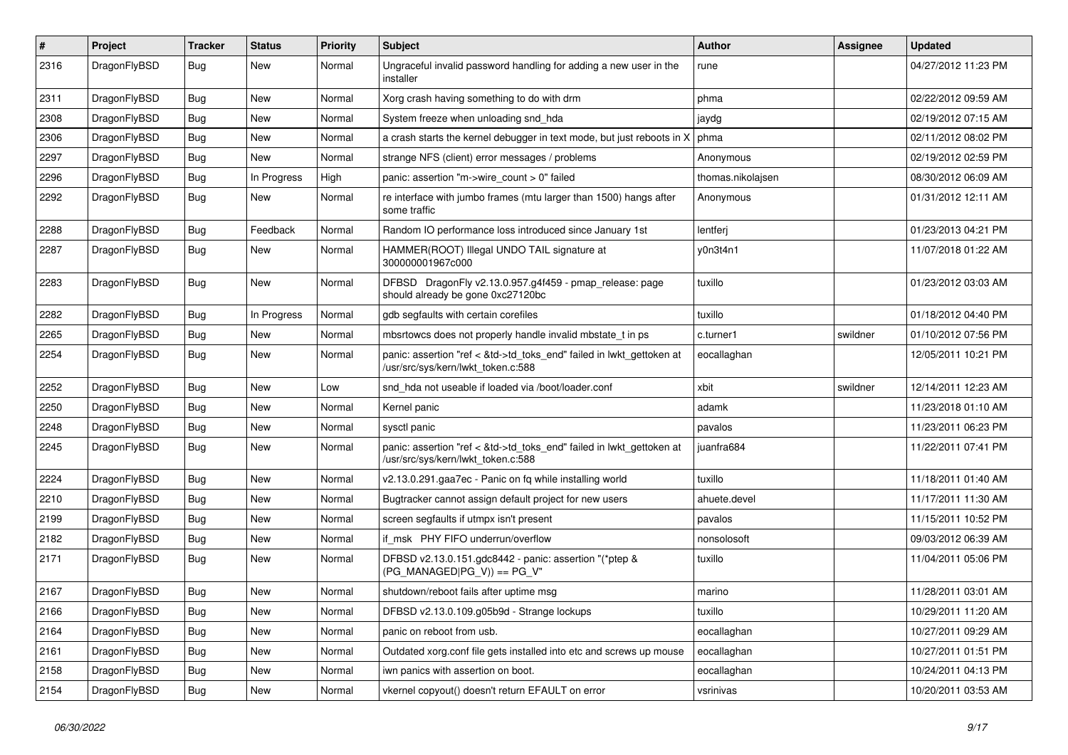| # | Project | Tracker | Status | Priority | Subject | Author | Assignee | Updated |
| --- | --- | --- | --- | --- | --- | --- | --- | --- |
| 2316 | DragonFlyBSD | Bug | New | Normal | Ungraceful invalid password handling for adding a new user in the installer | rune | | 04/27/2012 11:23 PM |
| 2311 | DragonFlyBSD | Bug | New | Normal | Xorg crash having something to do with drm | phma | | 02/22/2012 09:59 AM |
| 2308 | DragonFlyBSD | Bug | New | Normal | System freeze when unloading snd_hda | jaydg | | 02/19/2012 07:15 AM |
| 2306 | DragonFlyBSD | Bug | New | Normal | a crash starts the kernel debugger in text mode, but just reboots in X | phma | | 02/11/2012 08:02 PM |
| 2297 | DragonFlyBSD | Bug | New | Normal | strange NFS (client) error messages / problems | Anonymous | | 02/19/2012 02:59 PM |
| 2296 | DragonFlyBSD | Bug | In Progress | High | panic: assertion "m->wire_count > 0" failed | thomas.nikolajsen | | 08/30/2012 06:09 AM |
| 2292 | DragonFlyBSD | Bug | New | Normal | re interface with jumbo frames (mtu larger than 1500) hangs after some traffic | Anonymous | | 01/31/2012 12:11 AM |
| 2288 | DragonFlyBSD | Bug | Feedback | Normal | Random IO performance loss introduced since January 1st | lentferj | | 01/23/2013 04:21 PM |
| 2287 | DragonFlyBSD | Bug | New | Normal | HAMMER(ROOT) Illegal UNDO TAIL signature at 300000001967c000 | y0n3t4n1 | | 11/07/2018 01:22 AM |
| 2283 | DragonFlyBSD | Bug | New | Normal | DFBSD DragonFly v2.13.0.957.g4f459 - pmap_release: page should already be gone 0xc27120bc | tuxillo | | 01/23/2012 03:03 AM |
| 2282 | DragonFlyBSD | Bug | In Progress | Normal | gdb segfaults with certain corefiles | tuxillo | | 01/18/2012 04:40 PM |
| 2265 | DragonFlyBSD | Bug | New | Normal | mbsrtowcs does not properly handle invalid mbstate_t in ps | c.turner1 | swildner | 01/10/2012 07:56 PM |
| 2254 | DragonFlyBSD | Bug | New | Normal | panic: assertion "ref < &td->td_toks_end" failed in lwkt_gettoken at /usr/src/sys/kern/lwkt_token.c:588 | eocallaghan | | 12/05/2011 10:21 PM |
| 2252 | DragonFlyBSD | Bug | New | Low | snd_hda not useable if loaded via /boot/loader.conf | xbit | swildner | 12/14/2011 12:23 AM |
| 2250 | DragonFlyBSD | Bug | New | Normal | Kernel panic | adamk | | 11/23/2018 01:10 AM |
| 2248 | DragonFlyBSD | Bug | New | Normal | sysctl panic | pavalos | | 11/23/2011 06:23 PM |
| 2245 | DragonFlyBSD | Bug | New | Normal | panic: assertion "ref < &td->td_toks_end" failed in lwkt_gettoken at /usr/src/sys/kern/lwkt_token.c:588 | juanfra684 | | 11/22/2011 07:41 PM |
| 2224 | DragonFlyBSD | Bug | New | Normal | v2.13.0.291.gaa7ec - Panic on fq while installing world | tuxillo | | 11/18/2011 01:40 AM |
| 2210 | DragonFlyBSD | Bug | New | Normal | Bugtracker cannot assign default project for new users | ahuete.devel | | 11/17/2011 11:30 AM |
| 2199 | DragonFlyBSD | Bug | New | Normal | screen segfaults if utmpx isn't present | pavalos | | 11/15/2011 10:52 PM |
| 2182 | DragonFlyBSD | Bug | New | Normal | if_msk PHY FIFO underrun/overflow | nonsolosoft | | 09/03/2012 06:39 AM |
| 2171 | DragonFlyBSD | Bug | New | Normal | DFBSD v2.13.0.151.gdc8442 - panic: assertion "(*ptep & (PG_MANAGED\|PG_V)) == PG_V" | tuxillo | | 11/04/2011 05:06 PM |
| 2167 | DragonFlyBSD | Bug | New | Normal | shutdown/reboot fails after uptime msg | marino | | 11/28/2011 03:01 AM |
| 2166 | DragonFlyBSD | Bug | New | Normal | DFBSD v2.13.0.109.g05b9d - Strange lockups | tuxillo | | 10/29/2011 11:20 AM |
| 2164 | DragonFlyBSD | Bug | New | Normal | panic on reboot from usb. | eocallaghan | | 10/27/2011 09:29 AM |
| 2161 | DragonFlyBSD | Bug | New | Normal | Outdated xorg.conf file gets installed into etc and screws up mouse | eocallaghan | | 10/27/2011 01:51 PM |
| 2158 | DragonFlyBSD | Bug | New | Normal | iwn panics with assertion on boot. | eocallaghan | | 10/24/2011 04:13 PM |
| 2154 | DragonFlyBSD | Bug | New | Normal | vkernel copyout() doesn't return EFAULT on error | vsrinivas | | 10/20/2011 03:53 AM |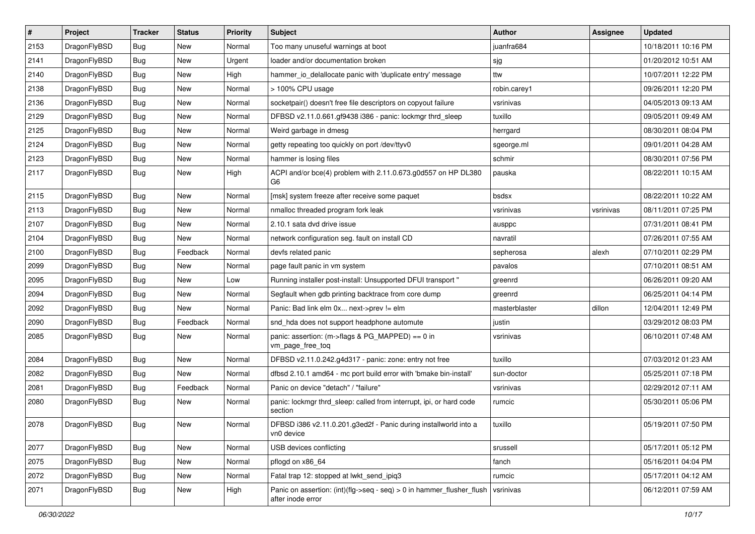| # | Project | Tracker | Status | Priority | Subject | Author | Assignee | Updated |
|---|---|---|---|---|---|---|---|---|
| 2153 | DragonFlyBSD | Bug | New | Normal | Too many unuseful warnings at boot | juanfra684 | | 10/18/2011 10:16 PM |
| 2141 | DragonFlyBSD | Bug | New | Urgent | loader and/or documentation broken | sjg | | 01/20/2012 10:51 AM |
| 2140 | DragonFlyBSD | Bug | New | High | hammer_io_delallocate panic with 'duplicate entry' message | ttw | | 10/07/2011 12:22 PM |
| 2138 | DragonFlyBSD | Bug | New | Normal | > 100% CPU usage | robin.carey1 | | 09/26/2011 12:20 PM |
| 2136 | DragonFlyBSD | Bug | New | Normal | socketpair() doesn't free file descriptors on copyout failure | vsrinivas | | 04/05/2013 09:13 AM |
| 2129 | DragonFlyBSD | Bug | New | Normal | DFBSD v2.11.0.661.gf9438 i386 - panic: lockmgr thrd_sleep | tuxillo | | 09/05/2011 09:49 AM |
| 2125 | DragonFlyBSD | Bug | New | Normal | Weird garbage in dmesg | herrgard | | 08/30/2011 08:04 PM |
| 2124 | DragonFlyBSD | Bug | New | Normal | getty repeating too quickly on port /dev/ttyv0 | sgeorge.ml | | 09/01/2011 04:28 AM |
| 2123 | DragonFlyBSD | Bug | New | Normal | hammer is losing files | schmir | | 08/30/2011 07:56 PM |
| 2117 | DragonFlyBSD | Bug | New | High | ACPI and/or bce(4) problem with 2.11.0.673.g0d557 on HP DL380 G6 | pauska | | 08/22/2011 10:15 AM |
| 2115 | DragonFlyBSD | Bug | New | Normal | [msk] system freeze after receive some paquet | bsdsx | | 08/22/2011 10:22 AM |
| 2113 | DragonFlyBSD | Bug | New | Normal | nmalloc threaded program fork leak | vsrinivas | vsrinivas | 08/11/2011 07:25 PM |
| 2107 | DragonFlyBSD | Bug | New | Normal | 2.10.1 sata dvd drive issue | ausppc | | 07/31/2011 08:41 PM |
| 2104 | DragonFlyBSD | Bug | New | Normal | network configuration seg. fault on install CD | navratil | | 07/26/2011 07:55 AM |
| 2100 | DragonFlyBSD | Bug | Feedback | Normal | devfs related panic | sepherosa | alexh | 07/10/2011 02:29 PM |
| 2099 | DragonFlyBSD | Bug | New | Normal | page fault panic in vm system | pavalos | | 07/10/2011 08:51 AM |
| 2095 | DragonFlyBSD | Bug | New | Low | Running installer post-install: Unsupported DFUI transport " | greenrd | | 06/26/2011 09:20 AM |
| 2094 | DragonFlyBSD | Bug | New | Normal | Segfault when gdb printing backtrace from core dump | greenrd | | 06/25/2011 04:14 PM |
| 2092 | DragonFlyBSD | Bug | New | Normal | Panic: Bad link elm 0x... next->prev != elm | masterblaster | dillon | 12/04/2011 12:49 PM |
| 2090 | DragonFlyBSD | Bug | Feedback | Normal | snd_hda does not support headphone automute | justin | | 03/29/2012 08:03 PM |
| 2085 | DragonFlyBSD | Bug | New | Normal | panic: assertion: (m->flags & PG_MAPPED) == 0 in vm_page_free_toq | vsrinivas | | 06/10/2011 07:48 AM |
| 2084 | DragonFlyBSD | Bug | New | Normal | DFBSD v2.11.0.242.g4d317 - panic: zone: entry not free | tuxillo | | 07/03/2012 01:23 AM |
| 2082 | DragonFlyBSD | Bug | New | Normal | dfbsd 2.10.1 amd64 - mc port build error with 'bmake bin-install' | sun-doctor | | 05/25/2011 07:18 PM |
| 2081 | DragonFlyBSD | Bug | Feedback | Normal | Panic on device "detach" / "failure" | vsrinivas | | 02/29/2012 07:11 AM |
| 2080 | DragonFlyBSD | Bug | New | Normal | panic: lockmgr thrd_sleep: called from interrupt, ipi, or hard code section | rumcic | | 05/30/2011 05:06 PM |
| 2078 | DragonFlyBSD | Bug | New | Normal | DFBSD i386 v2.11.0.201.g3ed2f - Panic during installworld into a vn0 device | tuxillo | | 05/19/2011 07:50 PM |
| 2077 | DragonFlyBSD | Bug | New | Normal | USB devices conflicting | srussell | | 05/17/2011 05:12 PM |
| 2075 | DragonFlyBSD | Bug | New | Normal | pflogd on x86_64 | fanch | | 05/16/2011 04:04 PM |
| 2072 | DragonFlyBSD | Bug | New | Normal | Fatal trap 12: stopped at lwkt_send_ipiq3 | rumcic | | 05/17/2011 04:12 AM |
| 2071 | DragonFlyBSD | Bug | New | High | Panic on assertion: (int)(flg->seq - seq) > 0 in hammer_flusher_flush after inode error | vsrinivas | | 06/12/2011 07:59 AM |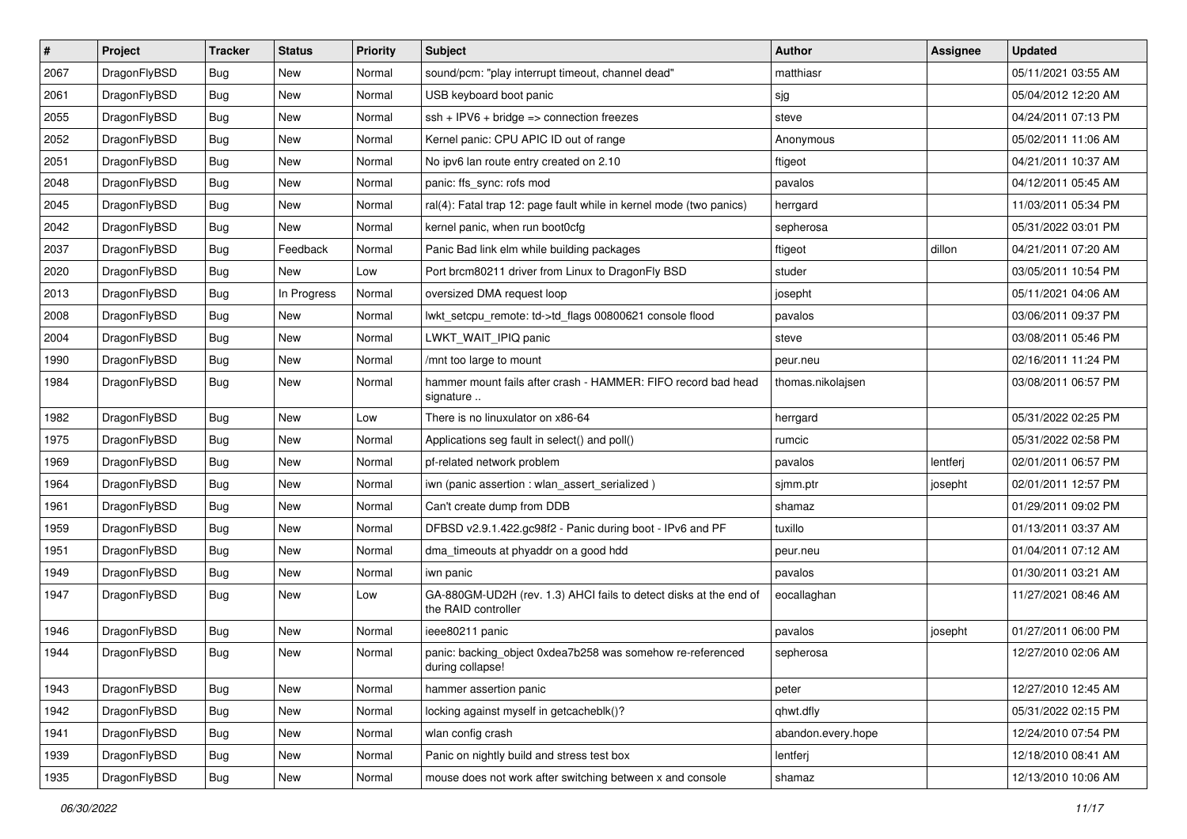| # | Project | Tracker | Status | Priority | Subject | Author | Assignee | Updated |
| --- | --- | --- | --- | --- | --- | --- | --- | --- |
| 2067 | DragonFlyBSD | Bug | New | Normal | sound/pcm: "play interrupt timeout, channel dead" | matthiasr | | 05/11/2021 03:55 AM |
| 2061 | DragonFlyBSD | Bug | New | Normal | USB keyboard boot panic | sjg | | 05/04/2012 12:20 AM |
| 2055 | DragonFlyBSD | Bug | New | Normal | ssh + IPV6 + bridge => connection freezes | steve | | 04/24/2011 07:13 PM |
| 2052 | DragonFlyBSD | Bug | New | Normal | Kernel panic: CPU APIC ID out of range | Anonymous | | 05/02/2011 11:06 AM |
| 2051 | DragonFlyBSD | Bug | New | Normal | No ipv6 lan route entry created on 2.10 | ftigeot | | 04/21/2011 10:37 AM |
| 2048 | DragonFlyBSD | Bug | New | Normal | panic: ffs_sync: rofs mod | pavalos | | 04/12/2011 05:45 AM |
| 2045 | DragonFlyBSD | Bug | New | Normal | ral(4): Fatal trap 12: page fault while in kernel mode (two panics) | herrgard | | 11/03/2011 05:34 PM |
| 2042 | DragonFlyBSD | Bug | New | Normal | kernel panic, when run boot0cfg | sepherosa | | 05/31/2022 03:01 PM |
| 2037 | DragonFlyBSD | Bug | Feedback | Normal | Panic Bad link elm while building packages | ftigeot | dillon | 04/21/2011 07:20 AM |
| 2020 | DragonFlyBSD | Bug | New | Low | Port brcm80211 driver from Linux to DragonFly BSD | studer | | 03/05/2011 10:54 PM |
| 2013 | DragonFlyBSD | Bug | In Progress | Normal | oversized DMA request loop | josepht | | 05/11/2021 04:06 AM |
| 2008 | DragonFlyBSD | Bug | New | Normal | lwkt_setcpu_remote: td->td_flags 00800621 console flood | pavalos | | 03/06/2011 09:37 PM |
| 2004 | DragonFlyBSD | Bug | New | Normal | LWKT_WAIT_IPIQ panic | steve | | 03/08/2011 05:46 PM |
| 1990 | DragonFlyBSD | Bug | New | Normal | /mnt too large to mount | peur.neu | | 02/16/2011 11:24 PM |
| 1984 | DragonFlyBSD | Bug | New | Normal | hammer mount fails after crash - HAMMER: FIFO record bad head signature .. | thomas.nikolajsen | | 03/08/2011 06:57 PM |
| 1982 | DragonFlyBSD | Bug | New | Low | There is no linuxulator on x86-64 | herrgard | | 05/31/2022 02:25 PM |
| 1975 | DragonFlyBSD | Bug | New | Normal | Applications seg fault in select() and poll() | rumcic | | 05/31/2022 02:58 PM |
| 1969 | DragonFlyBSD | Bug | New | Normal | pf-related network problem | pavalos | lentferj | 02/01/2011 06:57 PM |
| 1964 | DragonFlyBSD | Bug | New | Normal | iwn (panic assertion : wlan_assert_serialized ) | sjmm.ptr | josepht | 02/01/2011 12:57 PM |
| 1961 | DragonFlyBSD | Bug | New | Normal | Can't create dump from DDB | shamaz | | 01/29/2011 09:02 PM |
| 1959 | DragonFlyBSD | Bug | New | Normal | DFBSD v2.9.1.422.gc98f2 - Panic during boot - IPv6 and PF | tuxillo | | 01/13/2011 03:37 AM |
| 1951 | DragonFlyBSD | Bug | New | Normal | dma_timeouts at phyaddr on a good hdd | peur.neu | | 01/04/2011 07:12 AM |
| 1949 | DragonFlyBSD | Bug | New | Normal | iwn panic | pavalos | | 01/30/2011 03:21 AM |
| 1947 | DragonFlyBSD | Bug | New | Low | GA-880GM-UD2H (rev. 1.3) AHCI fails to detect disks at the end of the RAID controller | eocallaghan | | 11/27/2021 08:46 AM |
| 1946 | DragonFlyBSD | Bug | New | Normal | ieee80211 panic | pavalos | josepht | 01/27/2011 06:00 PM |
| 1944 | DragonFlyBSD | Bug | New | Normal | panic: backing_object 0xdea7b258 was somehow re-referenced during collapse! | sepherosa | | 12/27/2010 02:06 AM |
| 1943 | DragonFlyBSD | Bug | New | Normal | hammer assertion panic | peter | | 12/27/2010 12:45 AM |
| 1942 | DragonFlyBSD | Bug | New | Normal | locking against myself in getcacheblk()? | qhwt.dfly | | 05/31/2022 02:15 PM |
| 1941 | DragonFlyBSD | Bug | New | Normal | wlan config crash | abandon.every.hope | | 12/24/2010 07:54 PM |
| 1939 | DragonFlyBSD | Bug | New | Normal | Panic on nightly build and stress test box | lentferj | | 12/18/2010 08:41 AM |
| 1935 | DragonFlyBSD | Bug | New | Normal | mouse does not work after switching between x and console | shamaz | | 12/13/2010 10:06 AM |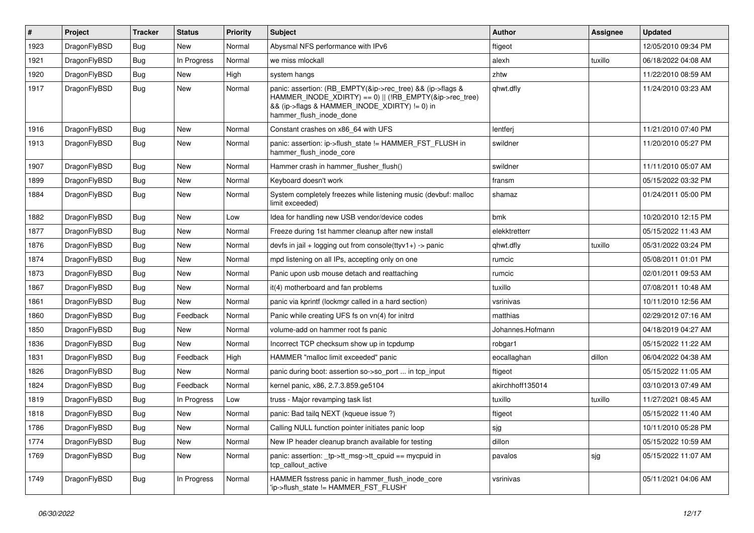| # | Project | Tracker | Status | Priority | Subject | Author | Assignee | Updated |
|---|---|---|---|---|---|---|---|---|
| 1923 | DragonFlyBSD | Bug | New | Normal | Abysmal NFS performance with IPv6 | ftigeot | | 12/05/2010 09:34 PM |
| 1921 | DragonFlyBSD | Bug | In Progress | Normal | we miss mlockall | alexh | tuxillo | 06/18/2022 04:08 AM |
| 1920 | DragonFlyBSD | Bug | New | High | system hangs | zhtw | | 11/22/2010 08:59 AM |
| 1917 | DragonFlyBSD | Bug | New | Normal | panic: assertion: (RB_EMPTY(&ip->rec_tree) && (ip->flags & HAMMER_INODE_XDIRTY) == 0) \|\| (!RB_EMPTY(&ip->rec_tree) && (ip->flags & HAMMER_INODE_XDIRTY) != 0) in hammer_flush_inode_done | qhwt.dfly | | 11/24/2010 03:23 AM |
| 1916 | DragonFlyBSD | Bug | New | Normal | Constant crashes on x86_64 with UFS | lentferj | | 11/21/2010 07:40 PM |
| 1913 | DragonFlyBSD | Bug | New | Normal | panic: assertion: ip->flush_state != HAMMER_FST_FLUSH in hammer_flush_inode_core | swildner | | 11/20/2010 05:27 PM |
| 1907 | DragonFlyBSD | Bug | New | Normal | Hammer crash in hammer_flusher_flush() | swildner | | 11/11/2010 05:07 AM |
| 1899 | DragonFlyBSD | Bug | New | Normal | Keyboard doesn't work | fransm | | 05/15/2022 03:32 PM |
| 1884 | DragonFlyBSD | Bug | New | Normal | System completely freezes while listening music (devbuf: malloc limit exceeded) | shamaz | | 01/24/2011 05:00 PM |
| 1882 | DragonFlyBSD | Bug | New | Low | Idea for handling new USB vendor/device codes | bmk | | 10/20/2010 12:15 PM |
| 1877 | DragonFlyBSD | Bug | New | Normal | Freeze during 1st hammer cleanup after new install | elekktretterr | | 05/15/2022 11:43 AM |
| 1876 | DragonFlyBSD | Bug | New | Normal | devfs in jail + logging out from console(ttyv1+) -> panic | qhwt.dfly | tuxillo | 05/31/2022 03:24 PM |
| 1874 | DragonFlyBSD | Bug | New | Normal | mpd listening on all IPs, accepting only on one | rumcic | | 05/08/2011 01:01 PM |
| 1873 | DragonFlyBSD | Bug | New | Normal | Panic upon usb mouse detach and reattaching | rumcic | | 02/01/2011 09:53 AM |
| 1867 | DragonFlyBSD | Bug | New | Normal | it(4) motherboard and fan problems | tuxillo | | 07/08/2011 10:48 AM |
| 1861 | DragonFlyBSD | Bug | New | Normal | panic via kprintf (lockmgr called in a hard section) | vsrinivas | | 10/11/2010 12:56 AM |
| 1860 | DragonFlyBSD | Bug | Feedback | Normal | Panic while creating UFS fs on vn(4) for initrd | matthias | | 02/29/2012 07:16 AM |
| 1850 | DragonFlyBSD | Bug | New | Normal | volume-add on hammer root fs panic | Johannes.Hofmann | | 04/18/2019 04:27 AM |
| 1836 | DragonFlyBSD | Bug | New | Normal | Incorrect TCP checksum show up in tcpdump | robgar1 | | 05/15/2022 11:22 AM |
| 1831 | DragonFlyBSD | Bug | Feedback | High | HAMMER "malloc limit exceeded" panic | eocallaghan | dillon | 06/04/2022 04:38 AM |
| 1826 | DragonFlyBSD | Bug | New | Normal | panic during boot: assertion so->so_port ... in tcp_input | ftigeot | | 05/15/2022 11:05 AM |
| 1824 | DragonFlyBSD | Bug | Feedback | Normal | kernel panic, x86, 2.7.3.859.ge5104 | akirchhoff135014 | | 03/10/2013 07:49 AM |
| 1819 | DragonFlyBSD | Bug | In Progress | Low | truss - Major revamping task list | tuxillo | tuxillo | 11/27/2021 08:45 AM |
| 1818 | DragonFlyBSD | Bug | New | Normal | panic: Bad tailq NEXT (kqueue issue ?) | ftigeot | | 05/15/2022 11:40 AM |
| 1786 | DragonFlyBSD | Bug | New | Normal | Calling NULL function pointer initiates panic loop | sjg | | 10/11/2010 05:28 PM |
| 1774 | DragonFlyBSD | Bug | New | Normal | New IP header cleanup branch available for testing | dillon | | 05/15/2022 10:59 AM |
| 1769 | DragonFlyBSD | Bug | New | Normal | panic: assertion: _tp->tt_msg->tt_cpuid == mycpuid in tcp_callout_active | pavalos | sjg | 05/15/2022 11:07 AM |
| 1749 | DragonFlyBSD | Bug | In Progress | Normal | HAMMER fsstress panic in hammer_flush_inode_core 'ip->flush_state != HAMMER_FST_FLUSH' | vsrinivas | | 05/11/2021 04:06 AM |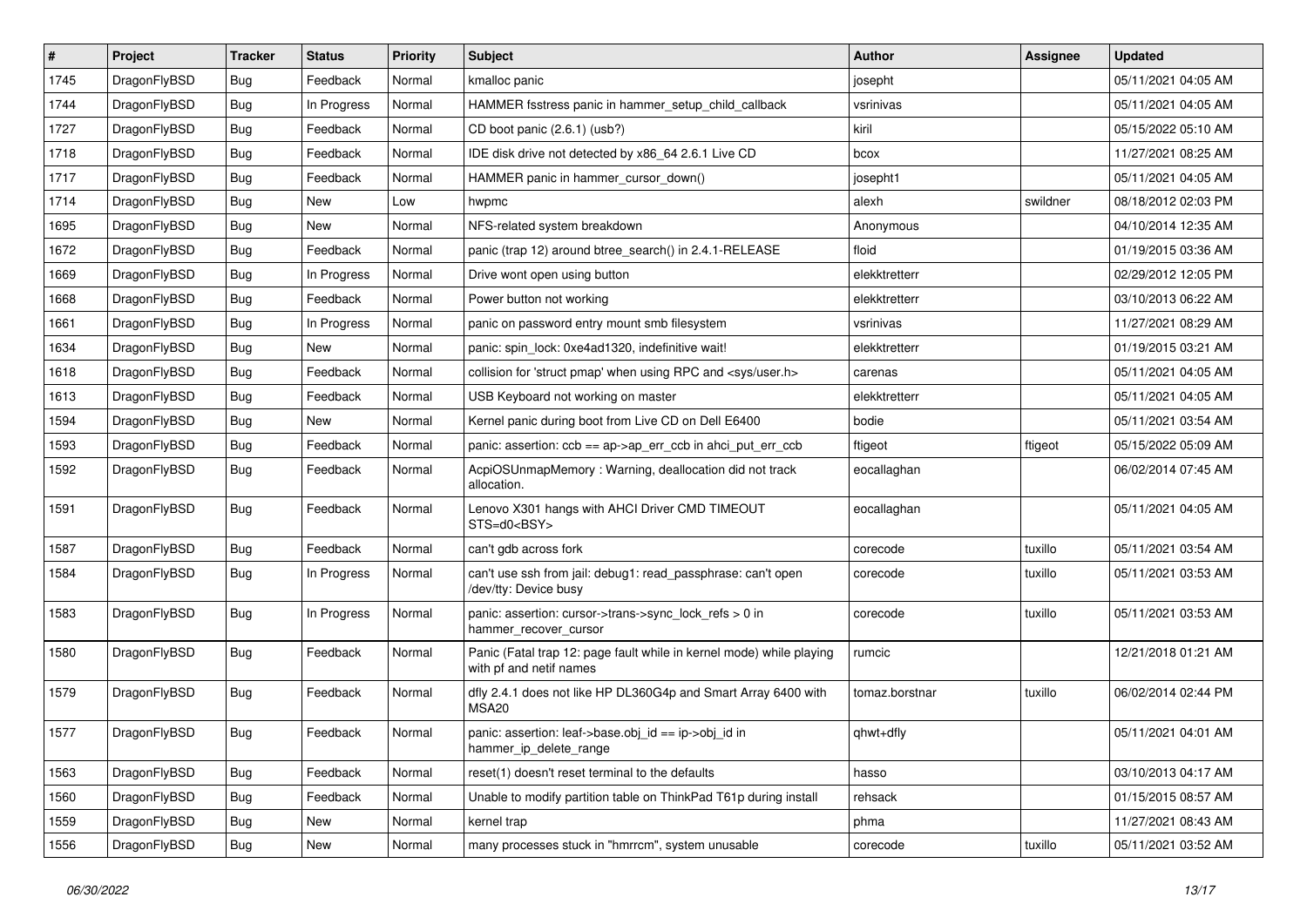| # | Project | Tracker | Status | Priority | Subject | Author | Assignee | Updated |
|---|---|---|---|---|---|---|---|---|
| 1745 | DragonFlyBSD | Bug | Feedback | Normal | kmalloc panic | josepht | | 05/11/2021 04:05 AM |
| 1744 | DragonFlyBSD | Bug | In Progress | Normal | HAMMER fsstress panic in hammer_setup_child_callback | vsrinivas | | 05/11/2021 04:05 AM |
| 1727 | DragonFlyBSD | Bug | Feedback | Normal | CD boot panic (2.6.1) (usb?) | kiril | | 05/15/2022 05:10 AM |
| 1718 | DragonFlyBSD | Bug | Feedback | Normal | IDE disk drive not detected by x86_64 2.6.1 Live CD | bcox | | 11/27/2021 08:25 AM |
| 1717 | DragonFlyBSD | Bug | Feedback | Normal | HAMMER panic in hammer_cursor_down() | josepht1 | | 05/11/2021 04:05 AM |
| 1714 | DragonFlyBSD | Bug | New | Low | hwpmc | alexh | swildner | 08/18/2012 02:03 PM |
| 1695 | DragonFlyBSD | Bug | New | Normal | NFS-related system breakdown | Anonymous | | 04/10/2014 12:35 AM |
| 1672 | DragonFlyBSD | Bug | Feedback | Normal | panic (trap 12) around btree_search() in 2.4.1-RELEASE | floid | | 01/19/2015 03:36 AM |
| 1669 | DragonFlyBSD | Bug | In Progress | Normal | Drive wont open using button | elekktretterr | | 02/29/2012 12:05 PM |
| 1668 | DragonFlyBSD | Bug | Feedback | Normal | Power button not working | elekktretterr | | 03/10/2013 06:22 AM |
| 1661 | DragonFlyBSD | Bug | In Progress | Normal | panic on password entry mount smb filesystem | vsrinivas | | 11/27/2021 08:29 AM |
| 1634 | DragonFlyBSD | Bug | New | Normal | panic: spin_lock: 0xe4ad1320, indefinitive wait! | elekktretterr | | 01/19/2015 03:21 AM |
| 1618 | DragonFlyBSD | Bug | Feedback | Normal | collision for 'struct pmap' when using RPC and <sys/user.h> | carenas | | 05/11/2021 04:05 AM |
| 1613 | DragonFlyBSD | Bug | Feedback | Normal | USB Keyboard not working on master | elekktretterr | | 05/11/2021 04:05 AM |
| 1594 | DragonFlyBSD | Bug | New | Normal | Kernel panic during boot from Live CD on Dell E6400 | bodie | | 05/11/2021 03:54 AM |
| 1593 | DragonFlyBSD | Bug | Feedback | Normal | panic: assertion: ccb == ap->ap_err_ccb in ahci_put_err_ccb | ftigeot | ftigeot | 05/15/2022 05:09 AM |
| 1592 | DragonFlyBSD | Bug | Feedback | Normal | AcpiOSUnmapMemory : Warning, deallocation did not track allocation. | eocallaghan | | 06/02/2014 07:45 AM |
| 1591 | DragonFlyBSD | Bug | Feedback | Normal | Lenovo X301 hangs with AHCI Driver CMD TIMEOUT STS=d0<BSY> | eocallaghan | | 05/11/2021 04:05 AM |
| 1587 | DragonFlyBSD | Bug | Feedback | Normal | can't gdb across fork | corecode | tuxillo | 05/11/2021 03:54 AM |
| 1584 | DragonFlyBSD | Bug | In Progress | Normal | can't use ssh from jail: debug1: read_passphrase: can't open /dev/tty: Device busy | corecode | tuxillo | 05/11/2021 03:53 AM |
| 1583 | DragonFlyBSD | Bug | In Progress | Normal | panic: assertion: cursor->trans->sync_lock_refs > 0 in hammer_recover_cursor | corecode | tuxillo | 05/11/2021 03:53 AM |
| 1580 | DragonFlyBSD | Bug | Feedback | Normal | Panic (Fatal trap 12: page fault while in kernel mode) while playing with pf and netif names | rumcic | | 12/21/2018 01:21 AM |
| 1579 | DragonFlyBSD | Bug | Feedback | Normal | dfly 2.4.1 does not like HP DL360G4p and Smart Array 6400 with MSA20 | tomaz.borstnar | tuxillo | 06/02/2014 02:44 PM |
| 1577 | DragonFlyBSD | Bug | Feedback | Normal | panic: assertion: leaf->base.obj_id == ip->obj_id in hammer_ip_delete_range | qhwt+dfly | | 05/11/2021 04:01 AM |
| 1563 | DragonFlyBSD | Bug | Feedback | Normal | reset(1) doesn't reset terminal to the defaults | hasso | | 03/10/2013 04:17 AM |
| 1560 | DragonFlyBSD | Bug | Feedback | Normal | Unable to modify partition table on ThinkPad T61p during install | rehsack | | 01/15/2015 08:57 AM |
| 1559 | DragonFlyBSD | Bug | New | Normal | kernel trap | phma | | 11/27/2021 08:43 AM |
| 1556 | DragonFlyBSD | Bug | New | Normal | many processes stuck in "hmrrcm", system unusable | corecode | tuxillo | 05/11/2021 03:52 AM |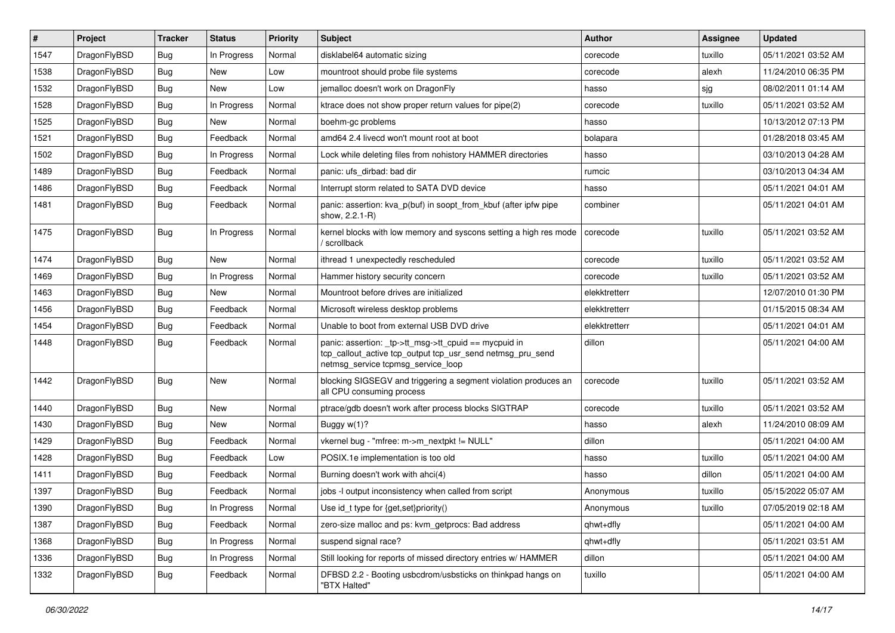| # | Project | Tracker | Status | Priority | Subject | Author | Assignee | Updated |
|---|---|---|---|---|---|---|---|---|
| 1547 | DragonFlyBSD | Bug | In Progress | Normal | disklabel64 automatic sizing | corecode | tuxillo | 05/11/2021 03:52 AM |
| 1538 | DragonFlyBSD | Bug | New | Low | mountroot should probe file systems | corecode | alexh | 11/24/2010 06:35 PM |
| 1532 | DragonFlyBSD | Bug | New | Low | jemalloc doesn't work on DragonFly | hasso | sjg | 08/02/2011 01:14 AM |
| 1528 | DragonFlyBSD | Bug | In Progress | Normal | ktrace does not show proper return values for pipe(2) | corecode | tuxillo | 05/11/2021 03:52 AM |
| 1525 | DragonFlyBSD | Bug | New | Normal | boehm-gc problems | hasso | | 10/13/2012 07:13 PM |
| 1521 | DragonFlyBSD | Bug | Feedback | Normal | amd64 2.4 livecd won't mount root at boot | bolapara | | 01/28/2018 03:45 AM |
| 1502 | DragonFlyBSD | Bug | In Progress | Normal | Lock while deleting files from nohistory HAMMER directories | hasso | | 03/10/2013 04:28 AM |
| 1489 | DragonFlyBSD | Bug | Feedback | Normal | panic: ufs_dirbad: bad dir | rumcic | | 03/10/2013 04:34 AM |
| 1486 | DragonFlyBSD | Bug | Feedback | Normal | Interrupt storm related to SATA DVD device | hasso | | 05/11/2021 04:01 AM |
| 1481 | DragonFlyBSD | Bug | Feedback | Normal | panic: assertion: kva_p(buf) in soopt_from_kbuf (after ipfw pipe show, 2.2.1-R) | combiner | | 05/11/2021 04:01 AM |
| 1475 | DragonFlyBSD | Bug | In Progress | Normal | kernel blocks with low memory and syscons setting a high res mode / scrollback | corecode | tuxillo | 05/11/2021 03:52 AM |
| 1474 | DragonFlyBSD | Bug | New | Normal | ithread 1 unexpectedly rescheduled | corecode | tuxillo | 05/11/2021 03:52 AM |
| 1469 | DragonFlyBSD | Bug | In Progress | Normal | Hammer history security concern | corecode | tuxillo | 05/11/2021 03:52 AM |
| 1463 | DragonFlyBSD | Bug | New | Normal | Mountroot before drives are initialized | elekktretterr | | 12/07/2010 01:30 PM |
| 1456 | DragonFlyBSD | Bug | Feedback | Normal | Microsoft wireless desktop problems | elekktretterr | | 01/15/2015 08:34 AM |
| 1454 | DragonFlyBSD | Bug | Feedback | Normal | Unable to boot from external USB DVD drive | elekktretterr | | 05/11/2021 04:01 AM |
| 1448 | DragonFlyBSD | Bug | Feedback | Normal | panic: assertion: _tp->tt_msg->tt_cpuid == mycpuid in tcp_callout_active tcp_output tcp_usr_send netmsg_pru_send netmsg_service tcpmsg_service_loop | dillon | | 05/11/2021 04:00 AM |
| 1442 | DragonFlyBSD | Bug | New | Normal | blocking SIGSEGV and triggering a segment violation produces an all CPU consuming process | corecode | tuxillo | 05/11/2021 03:52 AM |
| 1440 | DragonFlyBSD | Bug | New | Normal | ptrace/gdb doesn't work after process blocks SIGTRAP | corecode | tuxillo | 05/11/2021 03:52 AM |
| 1430 | DragonFlyBSD | Bug | New | Normal | Buggy w(1)? | hasso | alexh | 11/24/2010 08:09 AM |
| 1429 | DragonFlyBSD | Bug | Feedback | Normal | vkernel bug - "mfree: m->m_nextpkt != NULL" | dillon | | 05/11/2021 04:00 AM |
| 1428 | DragonFlyBSD | Bug | Feedback | Low | POSIX.1e implementation is too old | hasso | tuxillo | 05/11/2021 04:00 AM |
| 1411 | DragonFlyBSD | Bug | Feedback | Normal | Burning doesn't work with ahci(4) | hasso | dillon | 05/11/2021 04:00 AM |
| 1397 | DragonFlyBSD | Bug | Feedback | Normal | jobs -l output inconsistency when called from script | Anonymous | tuxillo | 05/15/2022 05:07 AM |
| 1390 | DragonFlyBSD | Bug | In Progress | Normal | Use id_t type for {get,set}priority() | Anonymous | tuxillo | 07/05/2019 02:18 AM |
| 1387 | DragonFlyBSD | Bug | Feedback | Normal | zero-size malloc and ps: kvm_getprocs: Bad address | qhwt+dfly | | 05/11/2021 04:00 AM |
| 1368 | DragonFlyBSD | Bug | In Progress | Normal | suspend signal race? | qhwt+dfly | | 05/11/2021 03:51 AM |
| 1336 | DragonFlyBSD | Bug | In Progress | Normal | Still looking for reports of missed directory entries w/ HAMMER | dillon | | 05/11/2021 04:00 AM |
| 1332 | DragonFlyBSD | Bug | Feedback | Normal | DFBSD 2.2 - Booting usbcdrom/usbsticks on thinkpad hangs on "BTX Halted" | tuxillo | | 05/11/2021 04:00 AM |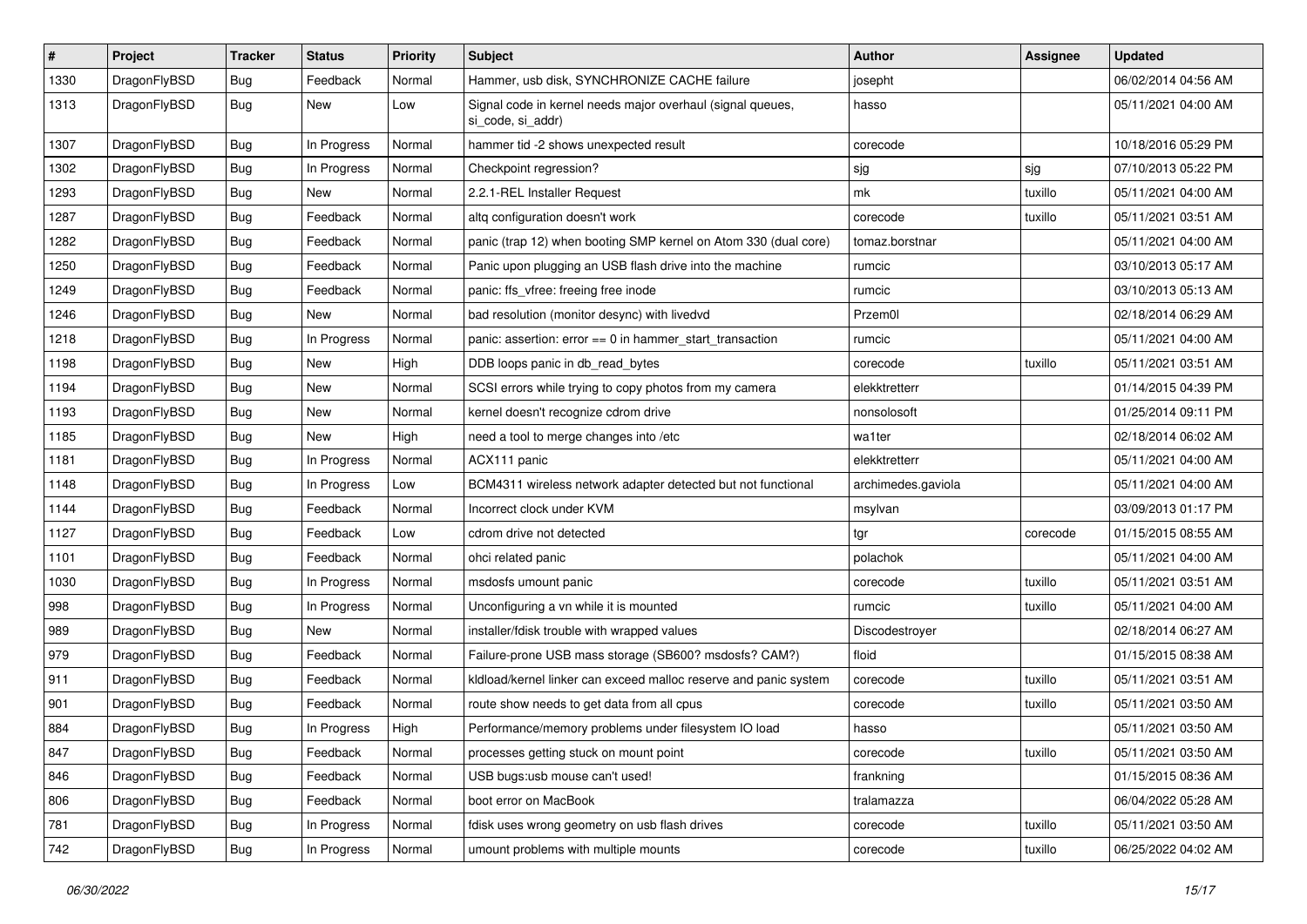| # | Project | Tracker | Status | Priority | Subject | Author | Assignee | Updated |
|---|---|---|---|---|---|---|---|---|
| 1330 | DragonFlyBSD | Bug | Feedback | Normal | Hammer, usb disk, SYNCHRONIZE CACHE failure | josepht | | 06/02/2014 04:56 AM |
| 1313 | DragonFlyBSD | Bug | New | Low | Signal code in kernel needs major overhaul (signal queues, si_code, si_addr) | hasso | | 05/11/2021 04:00 AM |
| 1307 | DragonFlyBSD | Bug | In Progress | Normal | hammer tid -2 shows unexpected result | corecode | | 10/18/2016 05:29 PM |
| 1302 | DragonFlyBSD | Bug | In Progress | Normal | Checkpoint regression? | sjg | sjg | 07/10/2013 05:22 PM |
| 1293 | DragonFlyBSD | Bug | New | Normal | 2.2.1-REL Installer Request | mk | tuxillo | 05/11/2021 04:00 AM |
| 1287 | DragonFlyBSD | Bug | Feedback | Normal | altq configuration doesn't work | corecode | tuxillo | 05/11/2021 03:51 AM |
| 1282 | DragonFlyBSD | Bug | Feedback | Normal | panic (trap 12) when booting SMP kernel on Atom 330 (dual core) | tomaz.borstnar | | 05/11/2021 04:00 AM |
| 1250 | DragonFlyBSD | Bug | Feedback | Normal | Panic upon plugging an USB flash drive into the machine | rumcic | | 03/10/2013 05:17 AM |
| 1249 | DragonFlyBSD | Bug | Feedback | Normal | panic: ffs_vfree: freeing free inode | rumcic | | 03/10/2013 05:13 AM |
| 1246 | DragonFlyBSD | Bug | New | Normal | bad resolution (monitor desync) with livedvd | Przem0l | | 02/18/2014 06:29 AM |
| 1218 | DragonFlyBSD | Bug | In Progress | Normal | panic: assertion: error == 0 in hammer_start_transaction | rumcic | | 05/11/2021 04:00 AM |
| 1198 | DragonFlyBSD | Bug | New | High | DDB loops panic in db_read_bytes | corecode | tuxillo | 05/11/2021 03:51 AM |
| 1194 | DragonFlyBSD | Bug | New | Normal | SCSI errors while trying to copy photos from my camera | elekktretterr | | 01/14/2015 04:39 PM |
| 1193 | DragonFlyBSD | Bug | New | Normal | kernel doesn't recognize cdrom drive | nonsolosoft | | 01/25/2014 09:11 PM |
| 1185 | DragonFlyBSD | Bug | New | High | need a tool to merge changes into /etc | wa1ter | | 02/18/2014 06:02 AM |
| 1181 | DragonFlyBSD | Bug | In Progress | Normal | ACX111 panic | elekktretterr | | 05/11/2021 04:00 AM |
| 1148 | DragonFlyBSD | Bug | In Progress | Low | BCM4311 wireless network adapter detected but not functional | archimedes.gaviola | | 05/11/2021 04:00 AM |
| 1144 | DragonFlyBSD | Bug | Feedback | Normal | Incorrect clock under KVM | msylvan | | 03/09/2013 01:17 PM |
| 1127 | DragonFlyBSD | Bug | Feedback | Low | cdrom drive not detected | tgr | corecode | 01/15/2015 08:55 AM |
| 1101 | DragonFlyBSD | Bug | Feedback | Normal | ohci related panic | polachok | | 05/11/2021 04:00 AM |
| 1030 | DragonFlyBSD | Bug | In Progress | Normal | msdosfs umount panic | corecode | tuxillo | 05/11/2021 03:51 AM |
| 998 | DragonFlyBSD | Bug | In Progress | Normal | Unconfiguring a vn while it is mounted | rumcic | tuxillo | 05/11/2021 04:00 AM |
| 989 | DragonFlyBSD | Bug | New | Normal | installer/fdisk trouble with wrapped values | Discodestroyer | | 02/18/2014 06:27 AM |
| 979 | DragonFlyBSD | Bug | Feedback | Normal | Failure-prone USB mass storage (SB600? msdosfs? CAM?) | floid | | 01/15/2015 08:38 AM |
| 911 | DragonFlyBSD | Bug | Feedback | Normal | kldload/kernel linker can exceed malloc reserve and panic system | corecode | tuxillo | 05/11/2021 03:51 AM |
| 901 | DragonFlyBSD | Bug | Feedback | Normal | route show needs to get data from all cpus | corecode | tuxillo | 05/11/2021 03:50 AM |
| 884 | DragonFlyBSD | Bug | In Progress | High | Performance/memory problems under filesystem IO load | hasso | | 05/11/2021 03:50 AM |
| 847 | DragonFlyBSD | Bug | Feedback | Normal | processes getting stuck on mount point | corecode | tuxillo | 05/11/2021 03:50 AM |
| 846 | DragonFlyBSD | Bug | Feedback | Normal | USB bugs:usb mouse can't used! | frankning | | 01/15/2015 08:36 AM |
| 806 | DragonFlyBSD | Bug | Feedback | Normal | boot error on MacBook | tralamazza | | 06/04/2022 05:28 AM |
| 781 | DragonFlyBSD | Bug | In Progress | Normal | fdisk uses wrong geometry on usb flash drives | corecode | tuxillo | 05/11/2021 03:50 AM |
| 742 | DragonFlyBSD | Bug | In Progress | Normal | umount problems with multiple mounts | corecode | tuxillo | 06/25/2022 04:02 AM |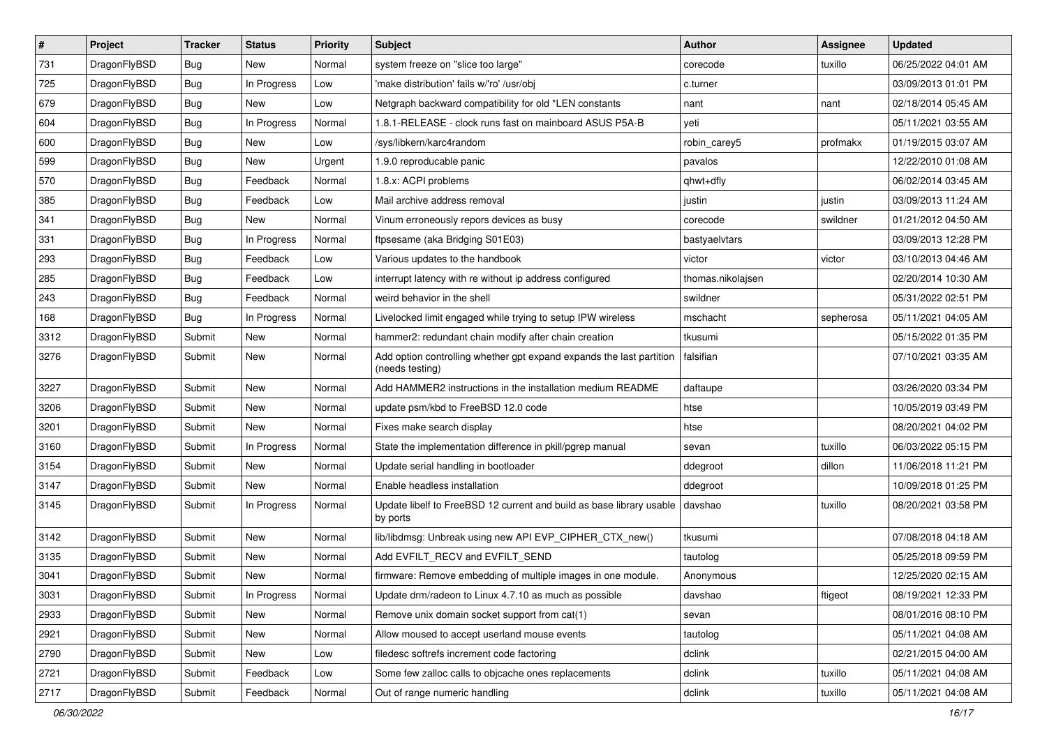| # | Project | Tracker | Status | Priority | Subject | Author | Assignee | Updated |
|---|---|---|---|---|---|---|---|---|
| 731 | DragonFlyBSD | Bug | New | Normal | system freeze on "slice too large" | corecode | tuxillo | 06/25/2022 04:01 AM |
| 725 | DragonFlyBSD | Bug | In Progress | Low | 'make distribution' fails w/'ro' /usr/obj | c.turner | | 03/09/2013 01:01 PM |
| 679 | DragonFlyBSD | Bug | New | Low | Netgraph backward compatibility for old *LEN constants | nant | nant | 02/18/2014 05:45 AM |
| 604 | DragonFlyBSD | Bug | In Progress | Normal | 1.8.1-RELEASE - clock runs fast on mainboard ASUS P5A-B | yeti | | 05/11/2021 03:55 AM |
| 600 | DragonFlyBSD | Bug | New | Low | /sys/libkern/karc4random | robin_carey5 | profmakx | 01/19/2015 03:07 AM |
| 599 | DragonFlyBSD | Bug | New | Urgent | 1.9.0 reproducable panic | pavalos | | 12/22/2010 01:08 AM |
| 570 | DragonFlyBSD | Bug | Feedback | Normal | 1.8.x: ACPI problems | qhwt+dfly | | 06/02/2014 03:45 AM |
| 385 | DragonFlyBSD | Bug | Feedback | Low | Mail archive address removal | justin | justin | 03/09/2013 11:24 AM |
| 341 | DragonFlyBSD | Bug | New | Normal | Vinum erroneously repors devices as busy | corecode | swildner | 01/21/2012 04:50 AM |
| 331 | DragonFlyBSD | Bug | In Progress | Normal | ftpsesame (aka Bridging S01E03) | bastyaelvtars | | 03/09/2013 12:28 PM |
| 293 | DragonFlyBSD | Bug | Feedback | Low | Various updates to the handbook | victor | victor | 03/10/2013 04:46 AM |
| 285 | DragonFlyBSD | Bug | Feedback | Low | interrupt latency with re without ip address configured | thomas.nikolajsen | | 02/20/2014 10:30 AM |
| 243 | DragonFlyBSD | Bug | Feedback | Normal | weird behavior in the shell | swildner | | 05/31/2022 02:51 PM |
| 168 | DragonFlyBSD | Bug | In Progress | Normal | Livelocked limit engaged while trying to setup IPW wireless | mschacht | sepherosa | 05/11/2021 04:05 AM |
| 3312 | DragonFlyBSD | Submit | New | Normal | hammer2: redundant chain modify after chain creation | tkusumi | | 05/15/2022 01:35 PM |
| 3276 | DragonFlyBSD | Submit | New | Normal | Add option controlling whether gpt expand expands the last partition (needs testing) | falsifian | | 07/10/2021 03:35 AM |
| 3227 | DragonFlyBSD | Submit | New | Normal | Add HAMMER2 instructions in the installation medium README | daftaupe | | 03/26/2020 03:34 PM |
| 3206 | DragonFlyBSD | Submit | New | Normal | update psm/kbd to FreeBSD 12.0 code | htse | | 10/05/2019 03:49 PM |
| 3201 | DragonFlyBSD | Submit | New | Normal | Fixes make search display | htse | | 08/20/2021 04:02 PM |
| 3160 | DragonFlyBSD | Submit | In Progress | Normal | State the implementation difference in pkill/pgrep manual | sevan | tuxillo | 06/03/2022 05:15 PM |
| 3154 | DragonFlyBSD | Submit | New | Normal | Update serial handling in bootloader | ddegroot | dillon | 11/06/2018 11:21 PM |
| 3147 | DragonFlyBSD | Submit | New | Normal | Enable headless installation | ddegroot | | 10/09/2018 01:25 PM |
| 3145 | DragonFlyBSD | Submit | In Progress | Normal | Update libelf to FreeBSD 12 current and build as base library usable by ports | davshao | tuxillo | 08/20/2021 03:58 PM |
| 3142 | DragonFlyBSD | Submit | New | Normal | lib/libdmsg: Unbreak using new API EVP_CIPHER_CTX_new() | tkusumi | | 07/08/2018 04:18 AM |
| 3135 | DragonFlyBSD | Submit | New | Normal | Add EVFILT_RECV and EVFILT_SEND | tautolog | | 05/25/2018 09:59 PM |
| 3041 | DragonFlyBSD | Submit | New | Normal | firmware: Remove embedding of multiple images in one module. | Anonymous | | 12/25/2020 02:15 AM |
| 3031 | DragonFlyBSD | Submit | In Progress | Normal | Update drm/radeon to Linux 4.7.10 as much as possible | davshao | ftigeot | 08/19/2021 12:33 PM |
| 2933 | DragonFlyBSD | Submit | New | Normal | Remove unix domain socket support from cat(1) | sevan | | 08/01/2016 08:10 PM |
| 2921 | DragonFlyBSD | Submit | New | Normal | Allow moused to accept userland mouse events | tautolog | | 05/11/2021 04:08 AM |
| 2790 | DragonFlyBSD | Submit | New | Low | filedesc softrefs increment code factoring | dclink | | 02/21/2015 04:00 AM |
| 2721 | DragonFlyBSD | Submit | Feedback | Low | Some few zalloc calls to objcache ones replacements | dclink | tuxillo | 05/11/2021 04:08 AM |
| 2717 | DragonFlyBSD | Submit | Feedback | Normal | Out of range numeric handling | dclink | tuxillo | 05/11/2021 04:08 AM |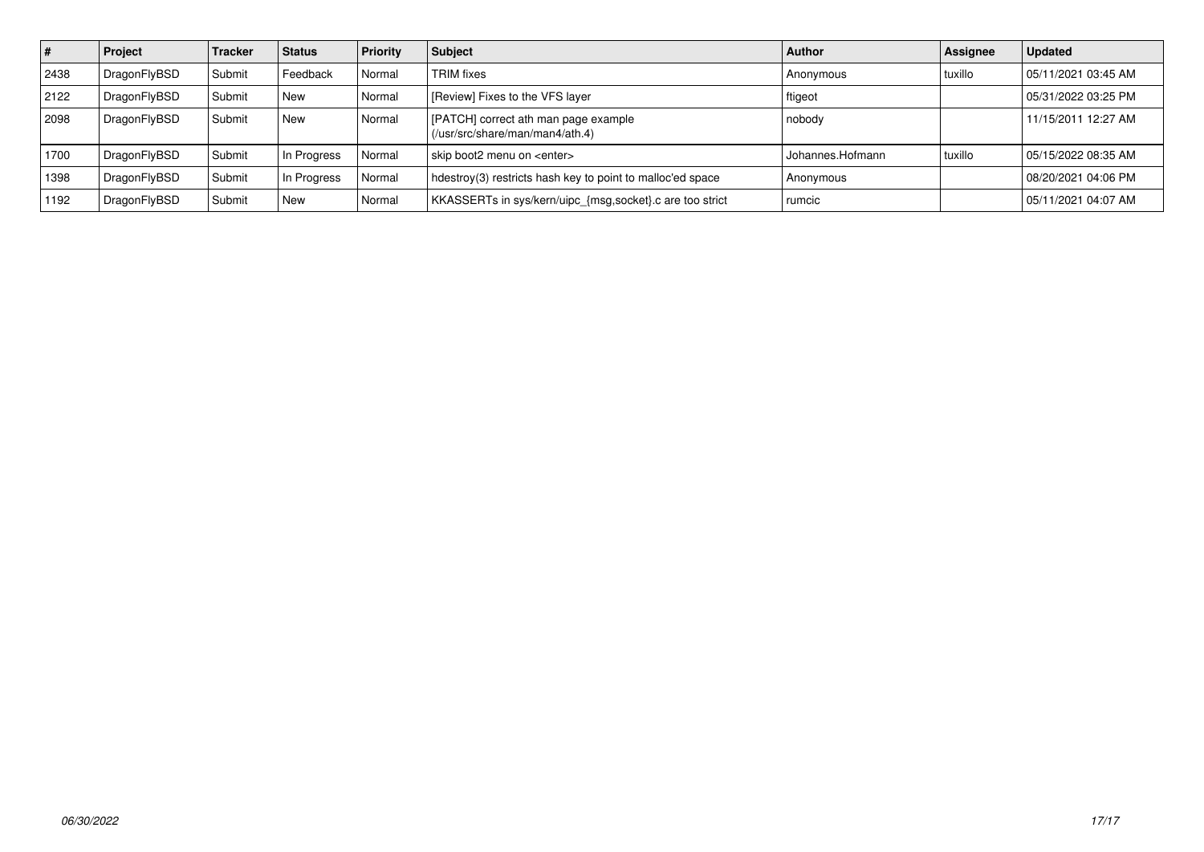| # | Project | Tracker | Status | Priority | Subject | Author | Assignee | Updated |
| --- | --- | --- | --- | --- | --- | --- | --- | --- |
| 2438 | DragonFlyBSD | Submit | Feedback | Normal | TRIM fixes | Anonymous | tuxillo | 05/11/2021 03:45 AM |
| 2122 | DragonFlyBSD | Submit | New | Normal | [Review] Fixes to the VFS layer | ftigeot | | 05/31/2022 03:25 PM |
| 2098 | DragonFlyBSD | Submit | New | Normal | [PATCH] correct ath man page example (/usr/src/share/man/man4/ath.4) | nobody | | 11/15/2011 12:27 AM |
| 1700 | DragonFlyBSD | Submit | In Progress | Normal | skip boot2 menu on <enter> | Johannes.Hofmann | tuxillo | 05/15/2022 08:35 AM |
| 1398 | DragonFlyBSD | Submit | In Progress | Normal | hdestroy(3) restricts hash key to point to malloc'ed space | Anonymous | | 08/20/2021 04:06 PM |
| 1192 | DragonFlyBSD | Submit | New | Normal | KKASSERTs in sys/kern/uipc_{msg,socket}.c are too strict | rumcic | | 05/11/2021 04:07 AM |